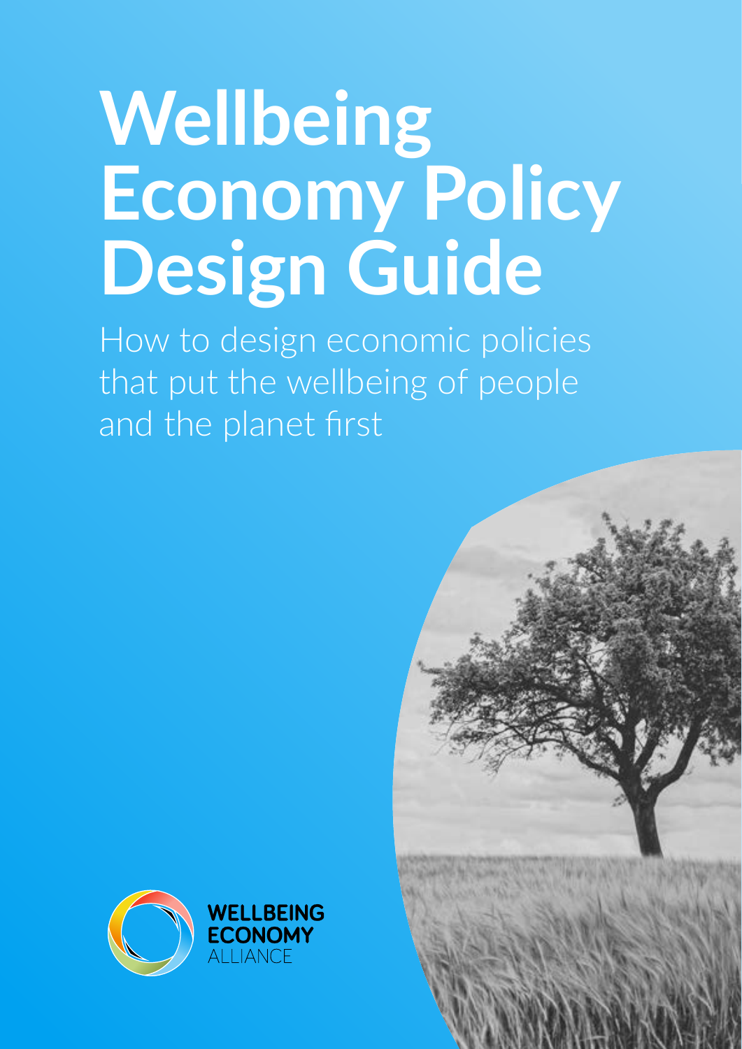# Wellbeing Economy Policy Design Guide

How to design economic policies that put the wellbeing of people and the planet first

WELLBEING ECONOMY ALLIANCE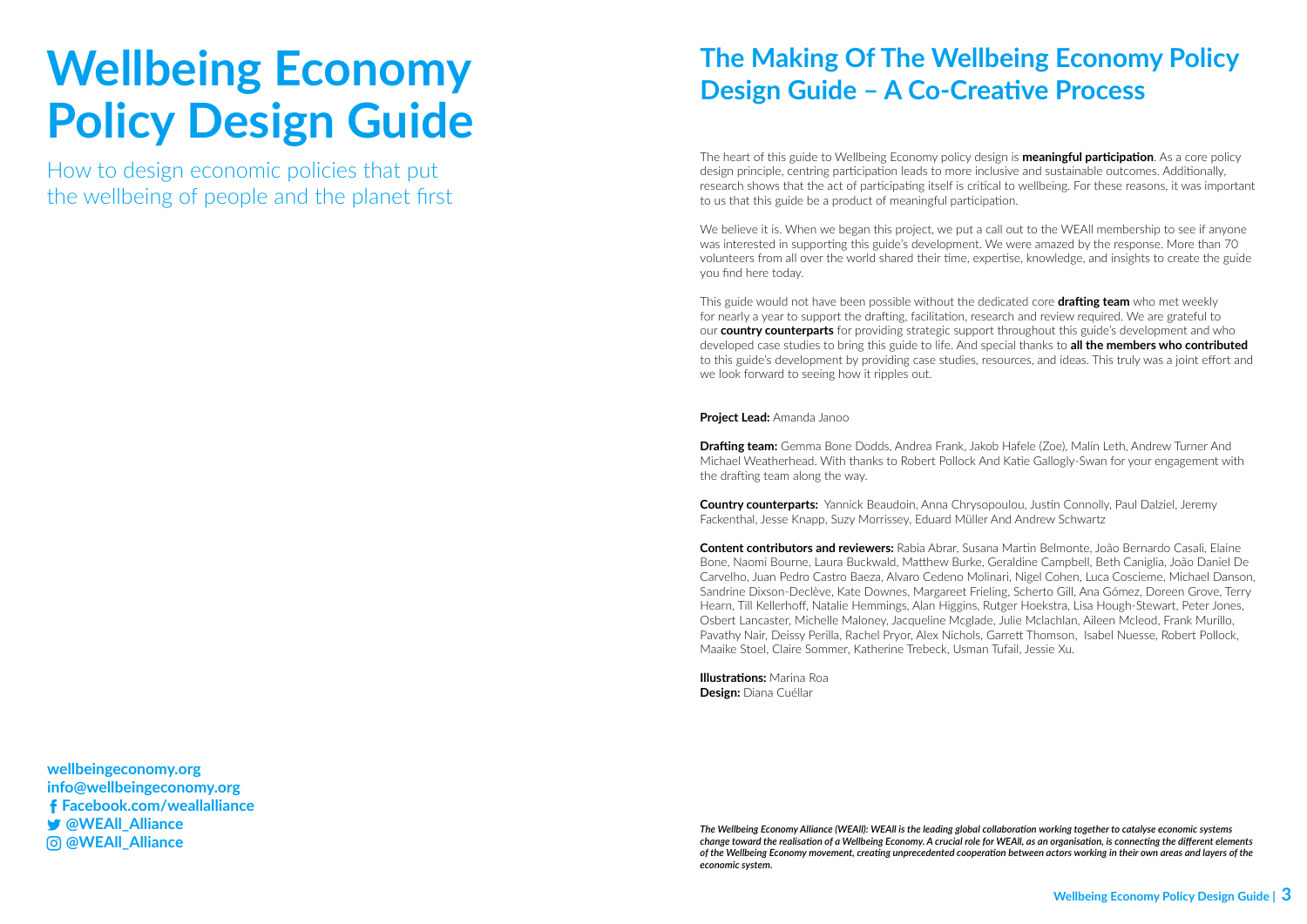# Wellbeing Economy Policy Design Guide

How to design economic policies that put the wellbeing of people and the planet first

**wellbeingeconomy.org**
**info@wellbeingeconomy.org**
**Facebook.com/weallalliance**
**@WEAll_Alliance**
**@WEAll_Alliance**

## The Making Of The Wellbeing Economy Policy Design Guide – A Co-Creative Process

The heart of this guide to Wellbeing Economy policy design is **meaningful participation**. As a core policy design principle, centring participation leads to more inclusive and sustainable outcomes. Additionally, research shows that the act of participating itself is critical to wellbeing. For these reasons, it was important to us that this guide be a product of meaningful participation.

We believe it is. When we began this project, we put a call out to the WEAll membership to see if anyone was interested in supporting this guide's development. We were amazed by the response. More than 70 volunteers from all over the world shared their time, expertise, knowledge, and insights to create the guide you find here today.

This guide would not have been possible without the dedicated core **drafting team** who met weekly for nearly a year to support the drafting, facilitation, research and review required. We are grateful to our **country counterparts** for providing strategic support throughout this guide's development and who developed case studies to bring this guide to life. And special thanks to **all the members who contributed** to this guide's development by providing case studies, resources, and ideas. This truly was a joint effort and we look forward to seeing how it ripples out.

**Project Lead:** Amanda Janoo

**Drafting team:** Gemma Bone Dodds, Andrea Frank, Jakob Hafele (Zoe), Malin Leth, Andrew Turner And Michael Weatherhead. With thanks to Robert Pollock And Katie Gallogly-Swan for your engagement with the drafting team along the way.

**Country counterparts:** Yannick Beaudoin, Anna Chrysopoulou, Justin Connolly, Paul Dalziel, Jeremy Fackenthal, Jesse Knapp, Suzy Morrissey, Eduard Müller And Andrew Schwartz

**Content contributors and reviewers:** Rabia Abrar, Susana Martin Belmonte, João Bernardo Casali, Elaine Bone, Naomi Bourne, Laura Buckwald, Matthew Burke, Geraldine Campbell, Beth Caniglia, João Daniel De Carvelho, Juan Pedro Castro Baeza, Alvaro Cedeno Molinari, Nigel Cohen, Luca Coscieme, Michael Danson, Sandrine Dixson-Declève, Kate Downes, Margareet Frieling, Scherto Gill, Ana Gómez, Doreen Grove, Terry Hearn, Till Kellerhoff, Natalie Hemmings, Alan Higgins, Rutger Hoekstra, Lisa Hough-Stewart, Peter Jones, Osbert Lancaster, Michelle Maloney, Jacqueline Mcglade, Julie Mclachlan, Aileen Mcleod, Frank Murillo, Pavathy Nair, Deissy Perilla, Rachel Pryor, Alex Nichols, Garrett Thomson, Isabel Nuesse, Robert Pollock, Maaike Stoel, Claire Sommer, Katherine Trebeck, Usman Tufail, Jessie Xu.

**Illustrations:** Marina Roa
**Design:** Diana Cuéllar

***The Wellbeing Economy Alliance (WEAll): WEAll is the leading global collaboration working together to catalyse economic systems change toward the realisation of a Wellbeing Economy. A crucial role for WEAll, as an organisation, is connecting the different elements of the Wellbeing Economy movement, creating unprecedented cooperation between actors working in their own areas and layers of the economic system.***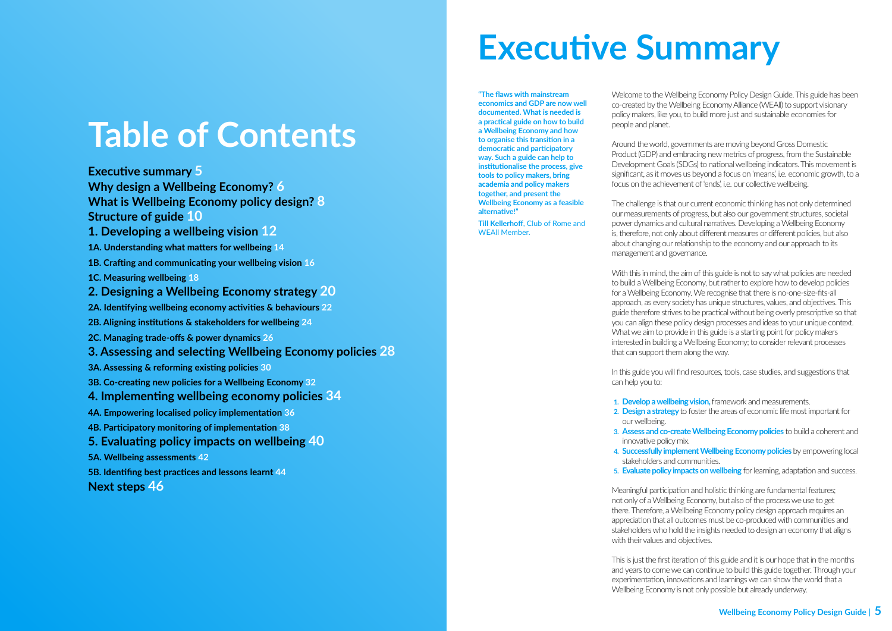# Table of Contents

**Executive summary** 5
**Why design a Wellbeing Economy?** 6
**What is Wellbeing Economy policy design?** 8
**Structure of guide** 10
**1. Developing a wellbeing vision** 12
**1A. Understanding what matters for wellbeing** 14
**1B. Crafting and communicating your wellbeing vision** 16
**1C. Measuring wellbeing** 18
**2. Designing a Wellbeing Economy strategy** 20
**2A. Identifying wellbeing economy activities & behaviours** 22
**2B. Aligning institutions & stakeholders for wellbeing** 24
**2C. Managing trade-offs & power dynamics** 26
**3. Assessing and selecting Wellbeing Economy policies** 28
**3A. Assessing & reforming existing policies** 30
**3B. Co-creating new policies for a Wellbeing Economy** 32
**4. Implementing wellbeing economy policies** 34
**4A. Empowering localised policy implementation** 36
**4B. Participatory monitoring of implementation** 38
**5. Evaluating policy impacts on wellbeing** 40
**5A. Wellbeing assessments** 42
**5B. Identifing best practices and lessons learnt** 44
**Next steps** 46

# Executive Summary

**"The flaws with mainstream economics and GDP are now well documented. What is needed is a practical guide on how to build a Wellbeing Economy and how to organise this transition in a democratic and participatory way. Such a guide can help to institutionalise the process, give tools to policy makers, bring academia and policy makers together, and present the Wellbeing Economy as a feasible alternative!"**

**Till Kellerhoff**, Club of Rome and WEAll Member.

Welcome to the Wellbeing Economy Policy Design Guide. This guide has been co-created by the Wellbeing Economy Alliance (WEAll) to support visionary policy makers, like you, to build more just and sustainable economies for people and planet.

Around the world, governments are moving beyond Gross Domestic Product (GDP) and embracing new metrics of progress, from the Sustainable Development Goals (SDGs) to national wellbeing indicators. This movement is significant, as it moves us beyond a focus on 'means', i.e. economic growth, to a focus on the achievement of 'ends', i.e. our collective wellbeing.

The challenge is that our current economic thinking has not only determined our measurements of progress, but also our government structures, societal power dynamics and cultural narratives. Developing a Wellbeing Economy is, therefore, not only about different measures or different policies, but also about changing our relationship to the economy and our approach to its management and governance.

With this in mind, the aim of this guide is not to say what policies are needed to build a Wellbeing Economy, but rather to explore how to develop policies for a Wellbeing Economy. We recognise that there is no-one-size-fits-all approach, as every society has unique structures, values, and objectives. This guide therefore strives to be practical without being overly prescriptive so that you can align these policy design processes and ideas to your unique context. What we aim to provide in this guide is a starting point for policy makers interested in building a Wellbeing Economy; to consider relevant processes that can support them along the way.

In this guide you will find resources, tools, case studies, and suggestions that can help you to:

1. **Develop a wellbeing vision,** framework and measurements.
2. **Design a strategy** to foster the areas of economic life most important for our wellbeing.
3. **Assess and co-create Wellbeing Economy policies** to build a coherent and innovative policy mix.
4. **Successfully implement Wellbeing Economy policies** by empowering local stakeholders and communities.
5. **Evaluate policy impacts on wellbeing** for learning, adaptation and success.

Meaningful participation and holistic thinking are fundamental features; not only of a Wellbeing Economy, but also of the process we use to get there. Therefore, a Wellbeing Economy policy design approach requires an appreciation that all outcomes must be co-produced with communities and stakeholders who hold the insights needed to design an economy that aligns with their values and objectives.

This is just the first iteration of this guide and it is our hope that in the months and years to come we can continue to build this guide together. Through your experimentation, innovations and learnings we can show the world that a Wellbeing Economy is not only possible but already underway.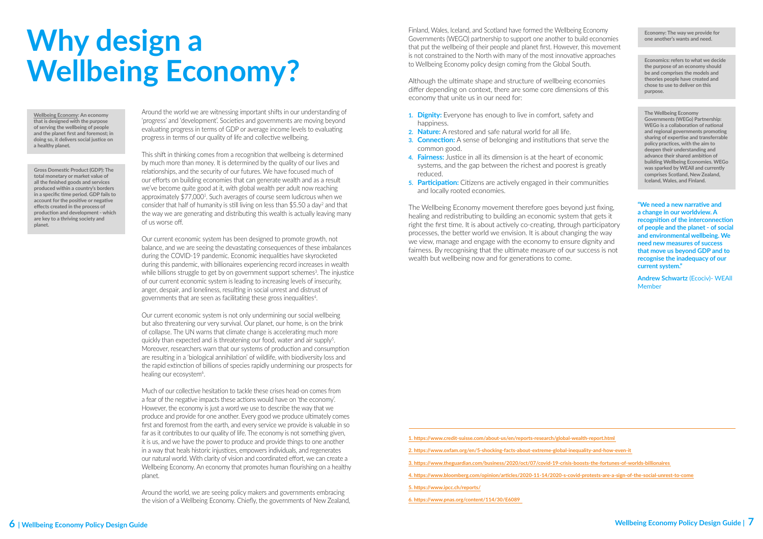# Why design a Wellbeing Economy?

**Wellbeing Economy: An economy that is designed with the purpose of serving the wellbeing of people and the planet first and foremost; in doing so, it delivers social justice on a healthy planet.**

**Gross Domestic Product (GDP): The total monetary or market value of all the finished goods and services produced within a country's borders in a specific time period. GDP fails to account for the positive or negative effects created in the process of production and development - which are key to a thriving society and planet.**

Around the world we are witnessing important shifts in our understanding of 'progress' and 'development'. Societies and governments are moving beyond evaluating progress in terms of GDP or average income levels to evaluating progress in terms of our quality of life and collective wellbeing.

This shift in thinking comes from a recognition that wellbeing is determined by much more than money. It is determined by the quality of our lives and relationships, and the security of our futures. We have focused much of our efforts on building economies that can generate wealth and as a result we've become quite good at it, with global wealth per adult now reaching approximately $77,000[1]. Such averages of course seem ludicrous when we consider that half of humanity is still living on less than $5.50 a day[2] and that the way we are generating and distributing this wealth is actually leaving many of us worse off.

Our current economic system has been designed to promote growth, not balance, and we are seeing the devastating consequences of these imbalances during the COVID-19 pandemic. Economic inequalities have skyrocketed during this pandemic, with billionaires experiencing record increases in wealth while billions struggle to get by on government support schemes[3]. The injustice of our current economic system is leading to increasing levels of insecurity, anger, despair, and loneliness, resulting in social unrest and distrust of governments that are seen as facilitating these gross inequalities[4].

Our current economic system is not only undermining our social wellbeing but also threatening our very survival. Our planet, our home, is on the brink of collapse. The UN warns that climate change is accelerating much more quickly than expected and is threatening our food, water and air supply[5]. Moreover, researchers warn that our systems of production and consumption are resulting in a 'biological annihilation' of wildlife, with biodiversity loss and the rapid extinction of billions of species rapidly undermining our prospects for healing our ecosystem[6].

Much of our collective hesitation to tackle these crises head-on comes from a fear of the negative impacts these actions would have on 'the economy'. However, the economy is just a word we use to describe the way that we produce and provide for one another. Every good we produce ultimately comes first and foremost from the earth, and every service we provide is valuable in so far as it contributes to our quality of life. The economy is not something given, it is us, and we have the power to produce and provide things to one another in a way that heals historic injustices, empowers individuals, and regenerates our natural world. With clarity of vision and coordinated effort, we can create a Wellbeing Economy. An economy that promotes human flourishing on a healthy planet.

Around the world, we are seeing policy makers and governments embracing the vision of a Wellbeing Economy. Chiefly, the governments of New Zealand, Finland, Wales, Iceland, and Scotland have formed the Wellbeing Economy Governments (WEGO) partnership to support one another to build economies that put the wellbeing of their people and planet first. However, this movement is not constrained to the North with many of the most innovative approaches to Wellbeing Economy policy design coming from the Global South.

Although the ultimate shape and structure of wellbeing economies differ depending on context, there are some core dimensions of this economy that unite us in our need for:

1. **Dignity:** Everyone has enough to live in comfort, safety and happiness.
2. **Nature:** A restored and safe natural world for all life.
3. **Connection:** A sense of belonging and institutions that serve the common good.
4. **Fairness:** Justice in all its dimension is at the heart of economic systems, and the gap between the richest and poorest is greatly reduced.
5. **Participation:** Citizens are actively engaged in their communities and locally rooted economies.

The Wellbeing Economy movement therefore goes beyond just fixing, healing and redistributing to building an economic system that gets it right the first time. It is about actively co-creating, through participatory processes, the better world we envision. It is about changing the way we view, manage and engage with the economy to ensure dignity and fairness. By recognising that the ultimate measure of our success is not wealth but wellbeing now and for generations to come.

**Economy: The way we provide for one another's wants and need.**

**Economics: refers to what we decide the purpose of an economy should be and comprises the models and theories people have created and chose to use to deliver on this purpose.**

**The Wellbeing Economy Governments (WEGo) Partnership: WEGo is a collaboration of national and regional governments promoting sharing of expertise and transferrable policy practices, with the aim to deepen their understanding and advance their shared ambition of building Wellbeing Economies. WEGo was sparked by WEAll and currently comprises Scotland, New Zealand, Iceland, Wales, and Finland.**

**"We need a new narrative and a change in our worldview. A recognition of the interconnection of people and the planet - of social and environmental wellbeing. We need new measures of success that move us beyond GDP and to recognise the inadequacy of our current system."**

**Andrew Schwartz** (Ecociv)- WEAll Member

1. https://www.credit-suisse.com/about-us/en/reports-research/global-wealth-report.html
2. https://www.oxfam.org/en/5-shocking-facts-about-extreme-global-inequality-and-how-even-it
3. https://www.theguardian.com/business/2020/oct/07/covid-19-crisis-boosts-the-fortunes-of-worlds-billionaires
4. https://www.bloomberg.com/opinion/articles/2020-11-14/2020-s-covid-protests-are-a-sign-of-the-social-unrest-to-come
5. https://www.ipcc.ch/reports/
6. https://www.pnas.org/content/114/30/E6089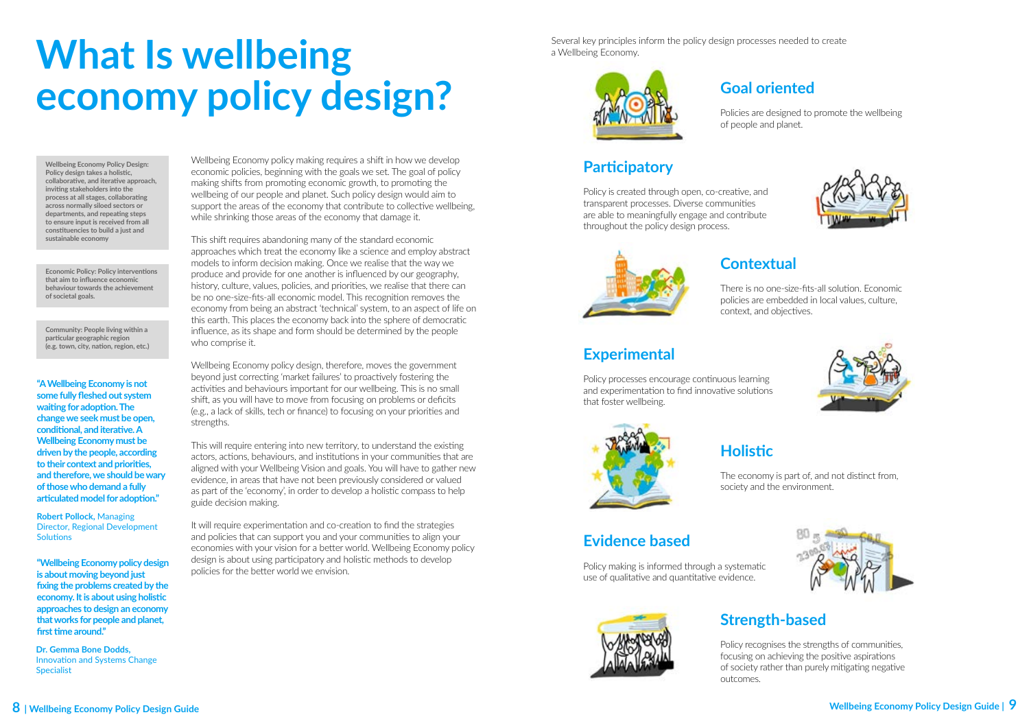# What Is wellbeing economy policy design?

**Wellbeing Economy Policy Design: Policy design takes a holistic, collaborative, and iterative approach, inviting stakeholders into the process at all stages, collaborating across normally siloed sectors or departments, and repeating steps to ensure input is received from all constituencies to build a just and sustainable economy**

**Economic Policy: Policy interventions that aim to influence economic behaviour towards the achievement of societal goals.**

**Community: People living within a particular geographic region (e.g. town, city, nation, region, etc.)**

**"A Wellbeing Economy is not some fully fleshed out system waiting for adoption. The change we seek must be open, conditional, and iterative. A Wellbeing Economy must be driven by the people, according to their context and priorities, and therefore, we should be wary of those who demand a fully articulated model for adoption."**

**Robert Pollock,** Managing Director, Regional Development Solutions

**"Wellbeing Economy policy design is about moving beyond just fixing the problems created by the economy. It is about using holistic approaches to design an economy that works for people and planet, first time around."**

**Dr. Gemma Bone Dodds,** Innovation and Systems Change Specialist

Wellbeing Economy policy making requires a shift in how we develop economic policies, beginning with the goals we set. The goal of policy making shifts from promoting economic growth, to promoting the wellbeing of our people and planet. Such policy design would aim to support the areas of the economy that contribute to collective wellbeing, while shrinking those areas of the economy that damage it.

This shift requires abandoning many of the standard economic approaches which treat the economy like a science and employ abstract models to inform decision making. Once we realise that the way we produce and provide for one another is influenced by our geography, history, culture, values, policies, and priorities, we realise that there can be no one-size-fits-all economic model. This recognition removes the economy from being an abstract 'technical' system, to an aspect of life on this earth. This places the economy back into the sphere of democratic influence, as its shape and form should be determined by the people who comprise it.

Wellbeing Economy policy design, therefore, moves the government beyond just correcting 'market failures' to proactively fostering the activities and behaviours important for our wellbeing. This is no small shift, as you will have to move from focusing on problems or deficits (e.g., a lack of skills, tech or finance) to focusing on your priorities and strengths.

This will require entering into new territory, to understand the existing actors, actions, behaviours, and institutions in your communities that are aligned with your Wellbeing Vision and goals. You will have to gather new evidence, in areas that have not been previously considered or valued as part of the 'economy', in order to develop a holistic compass to help guide decision making.

It will require experimentation and co-creation to find the strategies and policies that can support you and your communities to align your economies with your vision for a better world. Wellbeing Economy policy design is about using participatory and holistic methods to develop policies for the better world we envision.

Several key principles inform the policy design processes needed to create a Wellbeing Economy.

## Goal oriented

Policies are designed to promote the wellbeing of people and planet.

## Participatory

Policy is created through open, co-creative, and transparent processes. Diverse communities are able to meaningfully engage and contribute throughout the policy design process.

## Contextual

There is no one-size-fits-all solution. Economic policies are embedded in local values, culture, context, and objectives.

## Experimental

Policy processes encourage continuous learning and experimentation to find innovative solutions that foster wellbeing.

## Holistic

The economy is part of, and not distinct from, society and the environment.

## Evidence based

Policy making is informed through a systematic use of qualitative and quantitative evidence.

## Strength-based

Policy recognises the strengths of communities, focusing on achieving the positive aspirations of society rather than purely mitigating negative outcomes.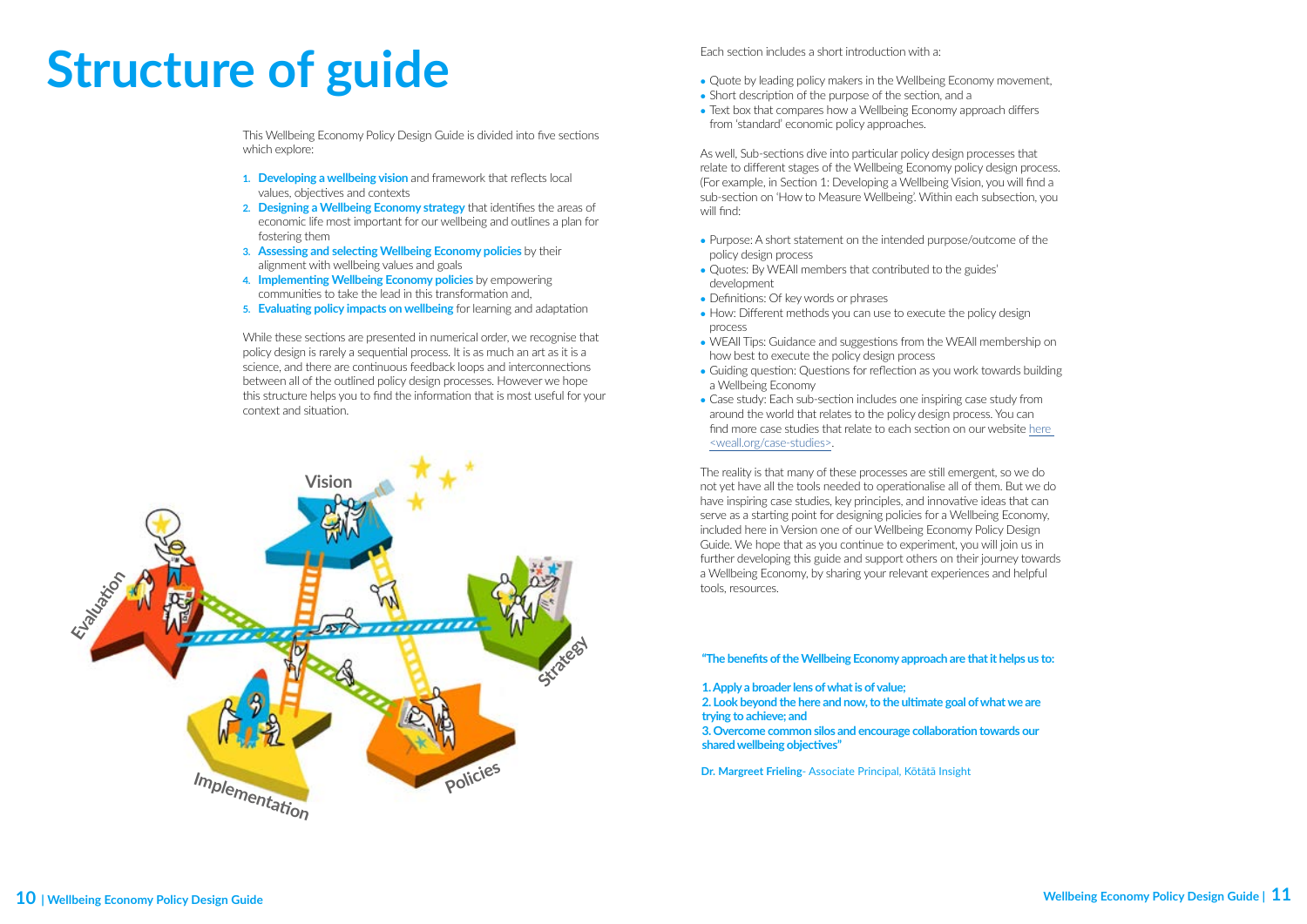# Structure of guide

This Wellbeing Economy Policy Design Guide is divided into five sections which explore:

1. **Developing a wellbeing vision** and framework that reflects local values, objectives and contexts
2. **Designing a Wellbeing Economy strategy** that identifies the areas of economic life most important for our wellbeing and outlines a plan for fostering them
3. **Assessing and selecting Wellbeing Economy policies** by their alignment with wellbeing values and goals
4. **Implementing Wellbeing Economy policies** by empowering communities to take the lead in this transformation and,
5. **Evaluating policy impacts on wellbeing** for learning and adaptation

While these sections are presented in numerical order, we recognise that policy design is rarely a sequential process. It is as much an art as it is a science, and there are continuous feedback loops and interconnections between all of the outlined policy design processes. However we hope this structure helps you to find the information that is most useful for your context and situation.

Each section includes a short introduction with a:

- Quote by leading policy makers in the Wellbeing Economy movement,
- Short description of the purpose of the section, and a
- Text box that compares how a Wellbeing Economy approach differs from 'standard' economic policy approaches.

As well, Sub-sections dive into particular policy design processes that relate to different stages of the Wellbeing Economy policy design process. (For example, in Section 1: Developing a Wellbeing Vision, you will find a sub-section on 'How to Measure Wellbeing'. Within each subsection, you will find:

- Purpose: A short statement on the intended purpose/outcome of the policy design process
- Quotes: By WEAll members that contributed to the guides' development
- Definitions: Of key words or phrases
- How: Different methods you can use to execute the policy design process
- WEAll Tips: Guidance and suggestions from the WEAll membership on how best to execute the policy design process
- Guiding question: Questions for reflection as you work towards building a Wellbeing Economy
- Case study: Each sub-section includes one inspiring case study from around the world that relates to the policy design process. You can find more case studies that relate to each section on our website here <weall.org/case-studies>.

The reality is that many of these processes are still emergent, so we do not yet have all the tools needed to operationalise all of them. But we do have inspiring case studies, key principles, and innovative ideas that can serve as a starting point for designing policies for a Wellbeing Economy, included here in Version one of our Wellbeing Economy Policy Design Guide. We hope that as you continue to experiment, you will join us in further developing this guide and support others on their journey towards a Wellbeing Economy, by sharing your relevant experiences and helpful tools, resources.

**"The benefits of the Wellbeing Economy approach are that it helps us to:**

**1. Apply a broader lens of what is of value;**
**2. Look beyond the here and now, to the ultimate goal of what we are trying to achieve; and**
**3. Overcome common silos and encourage collaboration towards our shared wellbeing objectives"**

**Dr. Margreet Frieling**- Associate Principal, Kōtātā Insight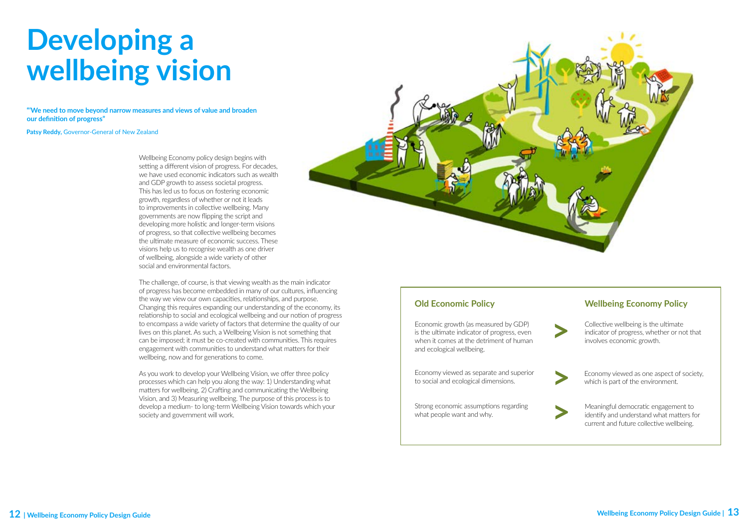# Developing a wellbeing vision

**"We need to move beyond narrow measures and views of value and broaden our definition of progress"**

**Patsy Reddy,** Governor-General of New Zealand

Wellbeing Economy policy design begins with setting a different vision of progress. For decades, we have used economic indicators such as wealth and GDP growth to assess societal progress. This has led us to focus on fostering economic growth, regardless of whether or not it leads to improvements in collective wellbeing. Many governments are now flipping the script and developing more holistic and longer-term visions of progress, so that collective wellbeing becomes the ultimate measure of economic success. These visions help us to recognise wealth as one driver of wellbeing, alongside a wide variety of other social and environmental factors.

The challenge, of course, is that viewing wealth as the main indicator of progress has become embedded in many of our cultures, influencing the way we view our own capacities, relationships, and purpose. Changing this requires expanding our understanding of the economy, its relationship to social and ecological wellbeing and our notion of progress to encompass a wide variety of factors that determine the quality of our lives on this planet. As such, a Wellbeing Vision is not something that can be imposed; it must be co-created with communities. This requires engagement with communities to understand what matters for their wellbeing, now and for generations to come.

As you work to develop your Wellbeing Vision, we offer three policy processes which can help you along the way: 1) Understanding what matters for wellbeing, 2) Crafting and communicating the Wellbeing Vision, and 3) Measuring wellbeing. The purpose of this process is to develop a medium- to long-term Wellbeing Vision towards which your society and government will work.

| Old Economic Policy | | Wellbeing Economy Policy |
|---|---|---|
| Economic growth (as measured by GDP) is the ultimate indicator of progress, even when it comes at the detriment of human and ecological wellbeing. | > | Collective wellbeing is the ultimate indicator of progress, whether or not that involves economic growth. |
| Economy viewed as separate and superior to social and ecological dimensions. | > | Economy viewed as one aspect of society, which is part of the environment. |
| Strong economic assumptions regarding what people want and why. | > | Meaningful democratic engagement to identify and understand what matters for current and future collective wellbeing. |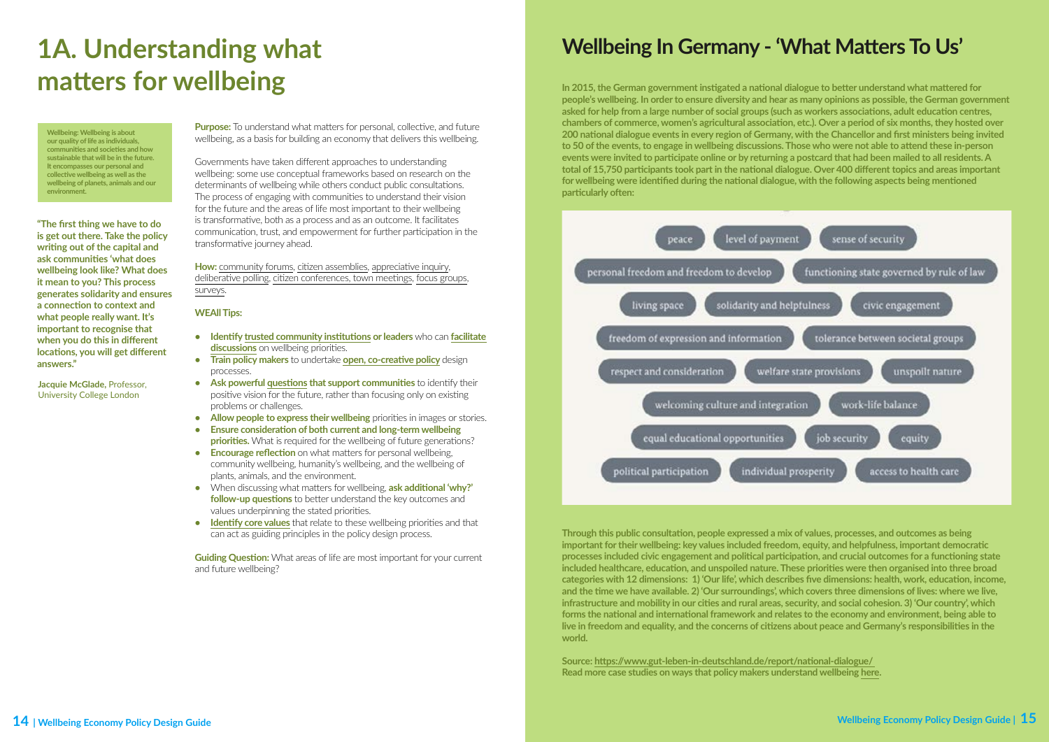# 1A. Understanding what matters for wellbeing

**Wellbeing: Wellbeing is about our quality of life as individuals, communities and societies and how sustainable that will be in the future. It encompasses our personal and collective wellbeing as well as the wellbeing of planets, animals and our environment.**

**"The first thing we have to do is get out there. Take the policy writing out of the capital and ask communities 'what does wellbeing look like? What does it mean to you? This process generates solidarity and ensures a connection to context and what people really want. It's important to recognise that when you do this in different locations, you will get different answers."**

**Jacquie McGlade,** Professor, University College London

**Purpose:** To understand what matters for personal, collective, and future wellbeing, as a basis for building an economy that delivers this wellbeing.

Governments have taken different approaches to understanding wellbeing: some use conceptual frameworks based on research on the determinants of wellbeing while others conduct public consultations. The process of engaging with communities to understand their vision for the future and the areas of life most important to their wellbeing is transformative, both as a process and as an outcome. It facilitates communication, trust, and empowerment for further participation in the transformative journey ahead.

**How:** community forums, citizen assemblies, appreciative inquiry, deliberative polling, citizen conferences, town meetings, focus groups, surveys.

**WEAll Tips:**

- **Identify trusted community institutions or leaders** who can **facilitate discussions** on wellbeing priorities.
- **Train policy makers** to undertake **open, co-creative policy** design processes.
- **Ask powerful questions that support communities** to identify their positive vision for the future, rather than focusing only on existing problems or challenges.
- **Allow people to express their wellbeing** priorities in images or stories.
- **Ensure consideration of both current and long-term wellbeing priorities.** What is required for the wellbeing of future generations?
- **Encourage reflection** on what matters for personal wellbeing, community wellbeing, humanity's wellbeing, and the wellbeing of plants, animals, and the environment.
- When discussing what matters for wellbeing, **ask additional 'why?' follow-up questions** to better understand the key outcomes and values underpinning the stated priorities.
- **Identify core values** that relate to these wellbeing priorities and that can act as guiding principles in the policy design process.

**Guiding Question:** What areas of life are most important for your current and future wellbeing?

# Wellbeing In Germany - 'What Matters To Us'

**In 2015, the German government instigated a national dialogue to better understand what mattered for people's wellbeing. In order to ensure diversity and hear as many opinions as possible, the German government asked for help from a large number of social groups (such as workers associations, adult education centres, chambers of commerce, women's agricultural association, etc.). Over a period of six months, they hosted over 200 national dialogue events in every region of Germany, with the Chancellor and first ministers being invited to 50 of the events, to engage in wellbeing discussions. Those who were not able to attend these in-person events were invited to participate online or by returning a postcard that had been mailed to all residents. A total of 15,750 participants took part in the national dialogue. Over 400 different topics and areas important for wellbeing were identified during the national dialogue, with the following aspects being mentioned particularly often:**

peace · level of payment · sense of security · personal freedom and freedom to develop · functioning state governed by rule of law · living space · solidarity and helpfulness · civic engagement · freedom of expression and information · tolerance between societal groups · respect and consideration · welfare state provisions · unspoilt nature · welcoming culture and integration · work-life balance · equal educational opportunities · job security · equity · political participation · individual prosperity · access to health care

**Through this public consultation, people expressed a mix of values, processes, and outcomes as being important for their wellbeing: key values included freedom, equity, and helpfulness, important democratic processes included civic engagement and political participation, and crucial outcomes for a functioning state included healthcare, education, and unspoiled nature. These priorities were then organised into three broad categories with 12 dimensions: 1) 'Our life', which describes five dimensions: health, work, education, income, and the time we have available. 2) 'Our surroundings', which covers three dimensions of lives: where we live, infrastructure and mobility in our cities and rural areas, security, and social cohesion. 3) 'Our country', which forms the national and international framework and relates to the economy and environment, being able to live in freedom and equality, and the concerns of citizens about peace and Germany's responsibilities in the world.**

**Source: https://www.gut-leben-in-deutschland.de/report/national-dialogue/**
**Read more case studies on ways that policy makers understand wellbeing here.**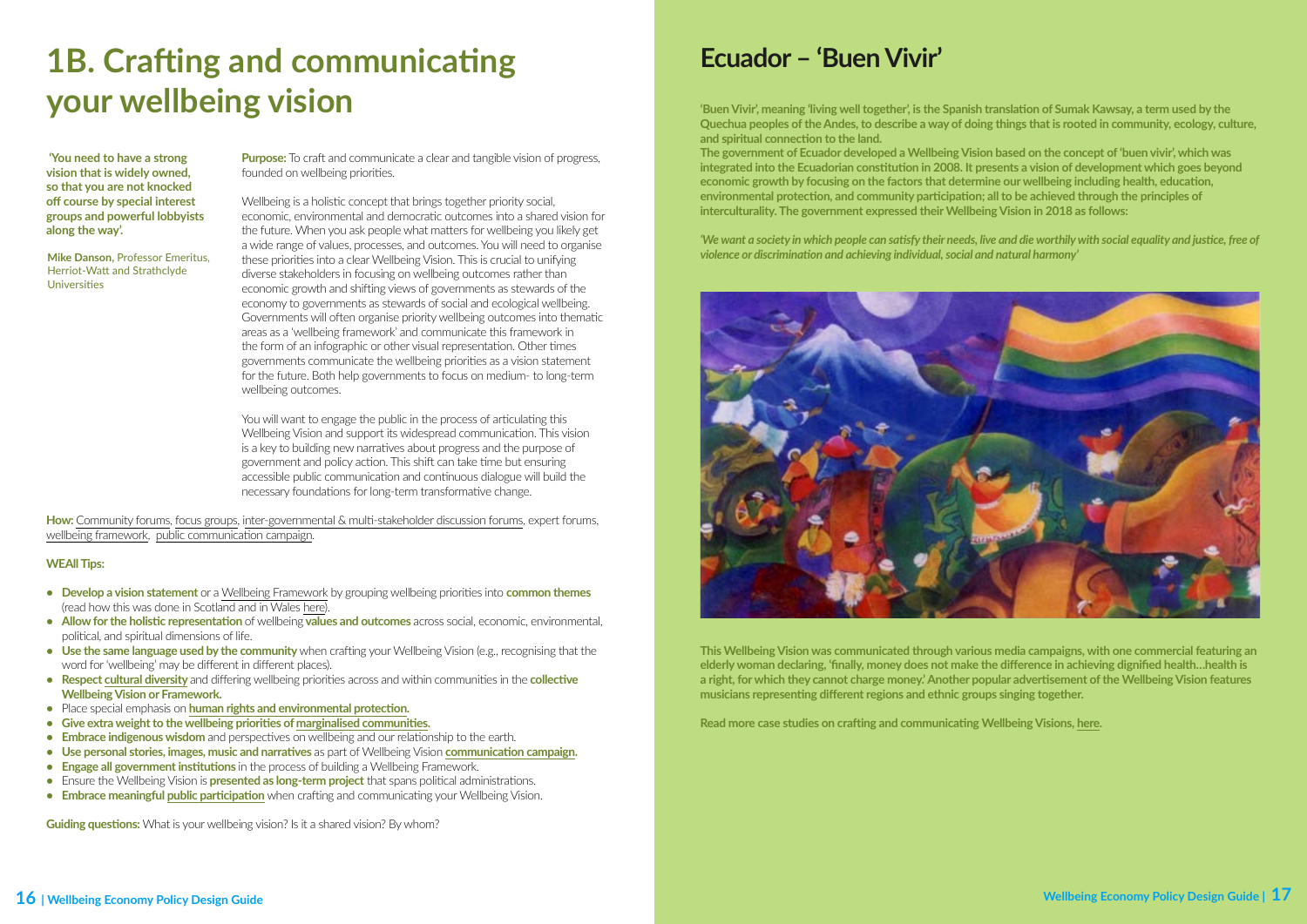# 1B. Crafting and communicating your wellbeing vision

**'You need to have a strong vision that is widely owned, so that you are not knocked off course by special interest groups and powerful lobbyists along the way'.**

**Mike Danson,** Professor Emeritus, Herriot-Watt and Strathclyde Universities

**Purpose:** To craft and communicate a clear and tangible vision of progress, founded on wellbeing priorities.

Wellbeing is a holistic concept that brings together priority social, economic, environmental and democratic outcomes into a shared vision for the future. When you ask people what matters for wellbeing you likely get a wide range of values, processes, and outcomes. You will need to organise these priorities into a clear Wellbeing Vision. This is crucial to unifying diverse stakeholders in focusing on wellbeing outcomes rather than economic growth and shifting views of governments as stewards of the economy to governments as stewards of social and ecological wellbeing. Governments will often organise priority wellbeing outcomes into thematic areas as a 'wellbeing framework' and communicate this framework in the form of an infographic or other visual representation. Other times governments communicate the wellbeing priorities as a vision statement for the future. Both help governments to focus on medium- to long-term wellbeing outcomes.

You will want to engage the public in the process of articulating this Wellbeing Vision and support its widespread communication. This vision is a key to building new narratives about progress and the purpose of government and policy action. This shift can take time but ensuring accessible public communication and continuous dialogue will build the necessary foundations for long-term transformative change.

**How:** Community forums, focus groups, inter-governmental & multi-stakeholder discussion forums, expert forums, wellbeing framework, public communication campaign.

**WEAll Tips:**

- **Develop a vision statement** or a Wellbeing Framework by grouping wellbeing priorities into **common themes** (read how this was done in Scotland and in Wales here).
- **Allow for the holistic representation** of wellbeing **values and outcomes** across social, economic, environmental, political, and spiritual dimensions of life.
- **Use the same language used by the community** when crafting your Wellbeing Vision (e.g., recognising that the word for 'wellbeing' may be different in different places).
- **Respect cultural diversity** and differing wellbeing priorities across and within communities in the **collective Wellbeing Vision or Framework.**
- Place special emphasis on **human rights and environmental protection.**
- **Give extra weight to the wellbeing priorities of marginalised communities.**
- **Embrace indigenous wisdom** and perspectives on wellbeing and our relationship to the earth.
- **Use personal stories, images, music and narratives** as part of Wellbeing Vision **communication campaign.**
- **Engage all government institutions** in the process of building a Wellbeing Framework.
- Ensure the Wellbeing Vision is **presented as long-term project** that spans political administrations.
- **Embrace meaningful public participation** when crafting and communicating your Wellbeing Vision.

**Guiding questions:** What is your wellbeing vision? Is it a shared vision? By whom?

# Ecuador – 'Buen Vivir'

**'Buen Vivir', meaning 'living well together', is the Spanish translation of Sumak Kawsay, a term used by the Quechua peoples of the Andes, to describe a way of doing things that is rooted in community, ecology, culture, and spiritual connection to the land.**

**The government of Ecuador developed a Wellbeing Vision based on the concept of 'buen vivir', which was integrated into the Ecuadorian constitution in 2008. It presents a vision of development which goes beyond economic growth by focusing on the factors that determine our wellbeing including health, education, environmental protection, and community participation; all to be achieved through the principles of interculturality. The government expressed their Wellbeing Vision in 2018 as follows:**

***'We want a society in which people can satisfy their needs, live and die worthily with social equality and justice, free of violence or discrimination and achieving individual, social and natural harmony'***

**This Wellbeing Vision was communicated through various media campaigns, with one commercial featuring an elderly woman declaring, 'finally, money does not make the difference in achieving dignified health…health is a right, for which they cannot charge money.' Another popular advertisement of the Wellbeing Vision features musicians representing different regions and ethnic groups singing together.**

**Read more case studies on crafting and communicating Wellbeing Visions, here.**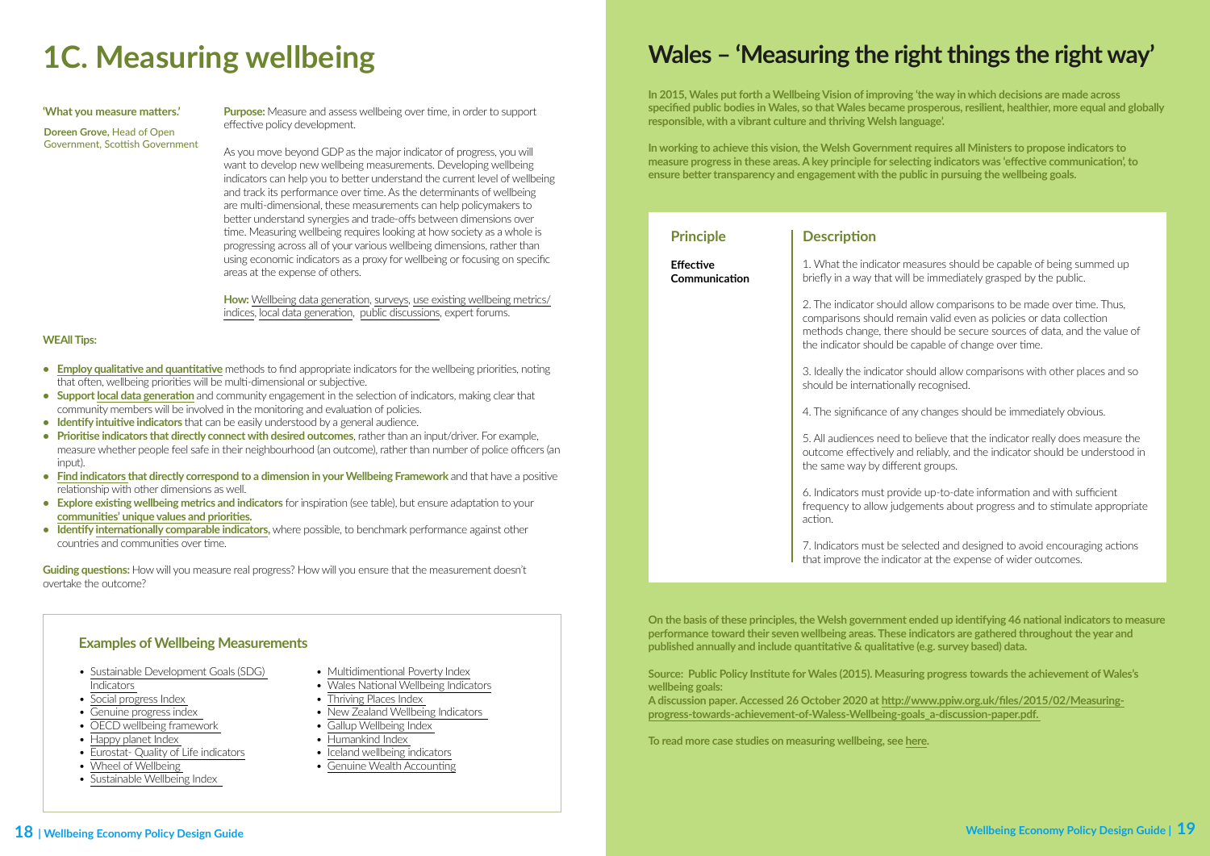# 1C. Measuring wellbeing

**'What you measure matters.'**

**Doreen Grove,** Head of Open Government, Scottish Government

**Purpose:** Measure and assess wellbeing over time, in order to support effective policy development.

As you move beyond GDP as the major indicator of progress, you will want to develop new wellbeing measurements. Developing wellbeing indicators can help you to better understand the current level of wellbeing and track its performance over time. As the determinants of wellbeing are multi-dimensional, these measurements can help policymakers to better understand synergies and trade-offs between dimensions over time. Measuring wellbeing requires looking at how society as a whole is progressing across all of your various wellbeing dimensions, rather than using economic indicators as a proxy for wellbeing or focusing on specific areas at the expense of others.

**How:** Wellbeing data generation, surveys, use existing wellbeing metrics/indices, local data generation, public discussions, expert forums.

**WEAll Tips:**

- **Employ qualitative and quantitative** methods to find appropriate indicators for the wellbeing priorities, noting that often, wellbeing priorities will be multi-dimensional or subjective.
- **Support local data generation** and community engagement in the selection of indicators, making clear that community members will be involved in the monitoring and evaluation of policies.
- **Identify intuitive indicators** that can be easily understood by a general audience.
- **Prioritise indicators that directly connect with desired outcomes**, rather than an input/driver. For example, measure whether people feel safe in their neighbourhood (an outcome), rather than number of police officers (an input).
- **Find indicators that directly correspond to a dimension in your Wellbeing Framework** and that have a positive relationship with other dimensions as well.
- **Explore existing wellbeing metrics and indicators** for inspiration (see table), but ensure adaptation to your **communities' unique values and priorities.**
- **Identify internationally comparable indicators**, where possible, to benchmark performance against other countries and communities over time.

**Guiding questions:** How will you measure real progress? How will you ensure that the measurement doesn't overtake the outcome?

## Examples of Wellbeing Measurements

- Sustainable Development Goals (SDG) Indicators
- Social progress Index
- Genuine progress index
- OECD wellbeing framework
- Happy planet Index
- Eurostat- Quality of Life indicators
- Wheel of Wellbeing
- Sustainable Wellbeing Index
- Multidimentional Poverty Index
- Wales National Wellbeing Indicators
- Thriving Places Index
- New Zealand Wellbeing Indicators
- Gallup Wellbeing Index
- Humankind Index
- Iceland wellbeing indicators
- Genuine Wealth Accounting

# Wales – 'Measuring the right things the right way'

**In 2015, Wales put forth a Wellbeing Vision of improving 'the way in which decisions are made across specified public bodies in Wales, so that Wales became prosperous, resilient, healthier, more equal and globally responsible, with a vibrant culture and thriving Welsh language'.**

**In working to achieve this vision, the Welsh Government requires all Ministers to propose indicators to measure progress in these areas. A key principle for selecting indicators was 'effective communication', to ensure better transparency and engagement with the public in pursuing the wellbeing goals.**

| Principle | Description |
|---|---|
| **Effective Communication** | 1. What the indicator measures should be capable of being summed up briefly in a way that will be immediately grasped by the public.<br>2. The indicator should allow comparisons to be made over time. Thus, comparisons should remain valid even as policies or data collection methods change, there should be secure sources of data, and the value of the indicator should be capable of change over time.<br>3. Ideally the indicator should allow comparisons with other places and so should be internationally recognised.<br>4. The significance of any changes should be immediately obvious.<br>5. All audiences need to believe that the indicator really does measure the outcome effectively and reliably, and the indicator should be understood in the same way by different groups.<br>6. Indicators must provide up-to-date information and with sufficient frequency to allow judgements about progress and to stimulate appropriate action.<br>7. Indicators must be selected and designed to avoid encouraging actions that improve the indicator at the expense of wider outcomes. |

**On the basis of these principles, the Welsh government ended up identifying 46 national indicators to measure performance toward their seven wellbeing areas. These indicators are gathered throughout the year and published annually and include quantitative & qualitative (e.g. survey based) data.**

**Source: Public Policy Institute for Wales (2015). Measuring progress towards the achievement of Wales's wellbeing goals:**
**A discussion paper. Accessed 26 October 2020 at http://www.ppiw.org.uk/files/2015/02/Measuring-progress-towards-achievement-of-Waless-Wellbeing-goals_a-discussion-paper.pdf.**

**To read more case studies on measuring wellbeing, see here.**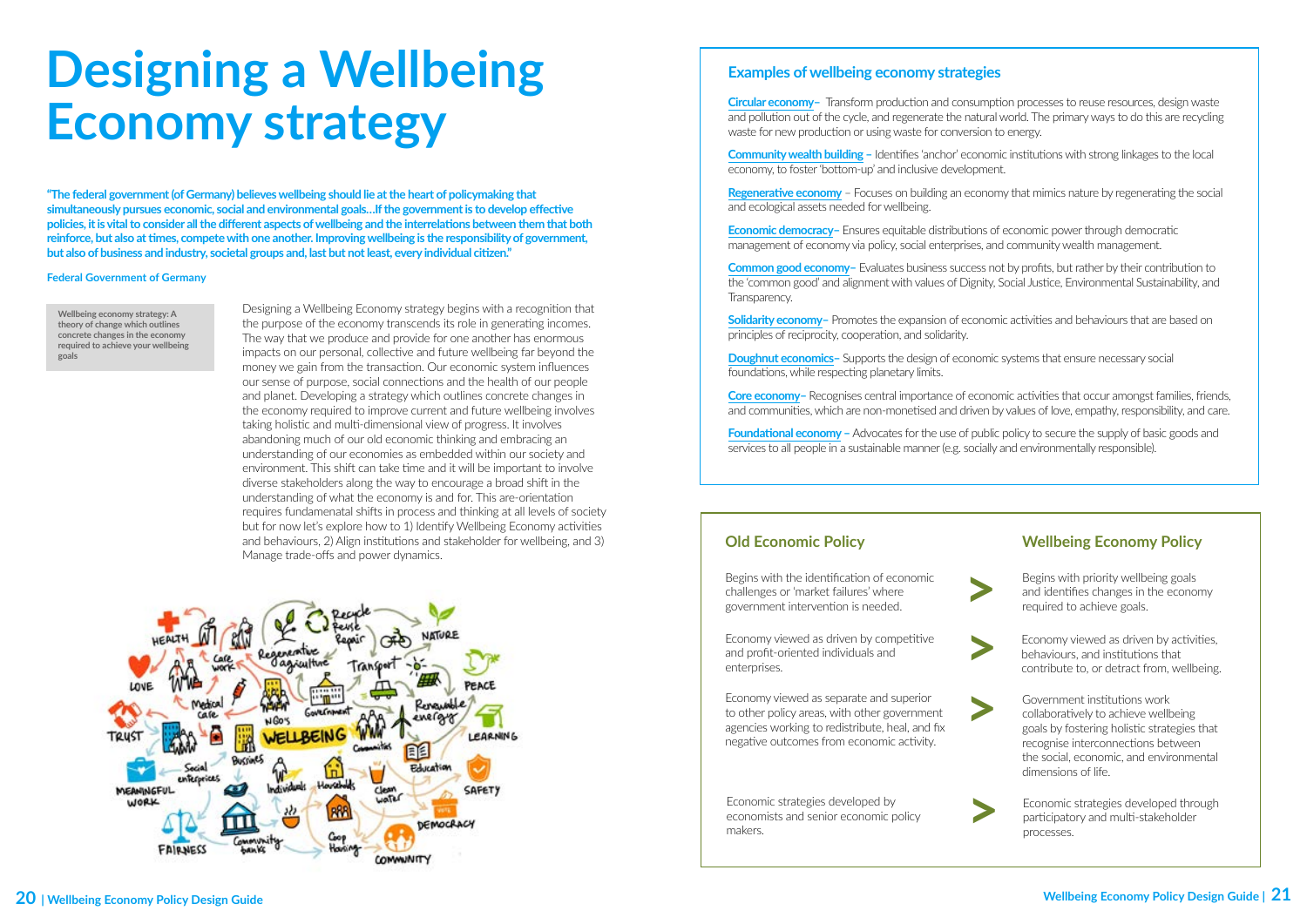# Designing a Wellbeing Economy strategy

**"The federal government (of Germany) believes wellbeing should lie at the heart of policymaking that simultaneously pursues economic, social and environmental goals…If the government is to develop effective policies, it is vital to consider all the different aspects of wellbeing and the interrelations between them that both reinforce, but also at times, compete with one another. Improving wellbeing is the responsibility of government, but also of business and industry, societal groups and, last but not least, every individual citizen."**

**Federal Government of Germany**

**Wellbeing economy strategy: A theory of change which outlines concrete changes in the economy required to achieve your wellbeing goals**

Designing a Wellbeing Economy strategy begins with a recognition that the purpose of the economy transcends its role in generating incomes. The way that we produce and provide for one another has enormous impacts on our personal, collective and future wellbeing far beyond the money we gain from the transaction. Our economic system influences our sense of purpose, social connections and the health of our people and planet. Developing a strategy which outlines concrete changes in the economy required to improve current and future wellbeing involves taking holistic and multi-dimensional view of progress. It involves abandoning much of our old economic thinking and embracing an understanding of our economies as embedded within our society and environment. This shift can take time and it will be important to involve diverse stakeholders along the way to encourage a broad shift in the understanding of what the economy is and for. This are-orientation requires fundamenatal shifts in process and thinking at all levels of society but for now let's explore how to 1) Identify Wellbeing Economy activities and behaviours, 2) Align institutions and stakeholder for wellbeing, and 3) Manage trade-offs and power dynamics.

## Examples of wellbeing economy strategies

**Circular economy** – Transform production and consumption processes to reuse resources, design waste and pollution out of the cycle, and regenerate the natural world. The primary ways to do this are recycling waste for new production or using waste for conversion to energy.

**Community wealth building** – Identifies 'anchor' economic institutions with strong linkages to the local economy, to foster 'bottom-up' and inclusive development.

**Regenerative economy** – Focuses on building an economy that mimics nature by regenerating the social and ecological assets needed for wellbeing.

**Economic democracy** – Ensures equitable distributions of economic power through democratic management of economy via policy, social enterprises, and community wealth management.

**Common good economy** – Evaluates business success not by profits, but rather by their contribution to the 'common good' and alignment with values of Dignity, Social Justice, Environmental Sustainability, and Transparency.

**Solidarity economy** – Promotes the expansion of economic activities and behaviours that are based on principles of reciprocity, cooperation, and solidarity.

**Doughnut economics** – Supports the design of economic systems that ensure necessary social foundations, while respecting planetary limits.

**Core economy** – Recognises central importance of economic activities that occur amongst families, friends, and communities, which are non-monetised and driven by values of love, empathy, responsibility, and care.

**Foundational economy** – Advocates for the use of public policy to secure the supply of basic goods and services to all people in a sustainable manner (e.g. socially and environmentally responsible).

| Old Economic Policy | | Wellbeing Economy Policy |
|---|---|---|
| Begins with the identification of economic challenges or 'market failures' where government intervention is needed. | > | Begins with priority wellbeing goals and identifies changes in the economy required to achieve goals. |
| Economy viewed as driven by competitive and profit-oriented individuals and enterprises. | > | Economy viewed as driven by activities, behaviours, and institutions that contribute to, or detract from, wellbeing. |
| Economy viewed as separate and superior to other policy areas, with other government agencies working to redistribute, heal, and fix negative outcomes from economic activity. | > | Government institutions work collaboratively to achieve wellbeing goals by fostering holistic strategies that recognise interconnections between the social, economic, and environmental dimensions of life. |
| Economic strategies developed by economists and senior economic policy makers. | > | Economic strategies developed through participatory and multi-stakeholder processes. |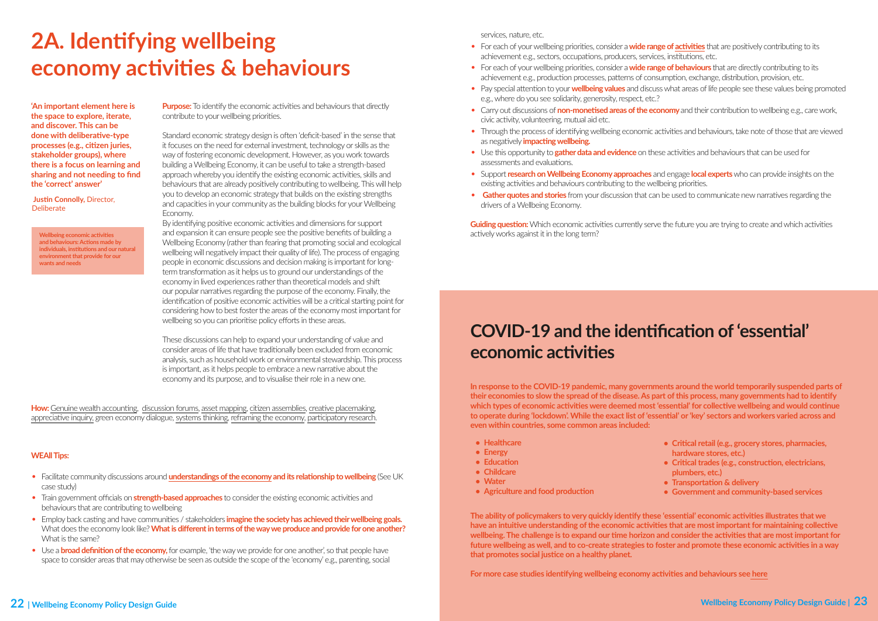# 2A. Identifying wellbeing economy activities & behaviours

**'An important element here is the space to explore, iterate, and discover. This can be done with deliberative-type processes (e.g., citizen juries, stakeholder groups), where there is a focus on learning and sharing and not needing to find the 'correct' answer'**

**Justin Connolly,** Director, Deliberate

**Wellbeing economic activities and behaviours: Actions made by individuals, institutions and our natural environment that provide for our wants and needs**

**Purpose:** To identify the economic activities and behaviours that directly contribute to your wellbeing priorities.

Standard economic strategy design is often 'deficit-based' in the sense that it focuses on the need for external investment, technology or skills as the way of fostering economic development. However, as you work towards building a Wellbeing Economy, it can be useful to take a strength-based approach whereby you identify the existing economic activities, skills and behaviours that are already positively contributing to wellbeing. This will help you to develop an economic strategy that builds on the existing strengths and capacities in your community as the building blocks for your Wellbeing Economy.

By identifying positive economic activities and dimensions for support and expansion it can ensure people see the positive benefits of building a Wellbeing Economy (rather than fearing that promoting social and ecological wellbeing will negatively impact their quality of life). The process of engaging people in economic discussions and decision making is important for long-term transformation as it helps us to ground our understandings of the economy in lived experiences rather than theoretical models and shift our popular narratives regarding the purpose of the economy. Finally, the identification of positive economic activities will be a critical starting point for considering how to best foster the areas of the economy most important for wellbeing so you can prioritise policy efforts in these areas.

These discussions can help to expand your understanding of value and consider areas of life that have traditionally been excluded from economic analysis, such as household work or environmental stewardship. This process is important, as it helps people to embrace a new narrative about the economy and its purpose, and to visualise their role in a new one.

**How:** Genuine wealth accounting, discussion forums, asset mapping, citizen assemblies, creative placemaking, appreciative inquiry, green economy dialogue, systems thinking, reframing the economy, participatory research.

### WEAll Tips:

- Facilitate community discussions around **understandings of the economy and its relationship to wellbeing** (See UK case study)
- Train government officials on **strength-based approaches** to consider the existing economic activities and behaviours that are contributing to wellbeing
- Employ back casting and have communities / stakeholders **imagine the society has achieved their wellbeing goals.** What does the economy look like? **What is different in terms of the way we produce and provide for one another?** What is the same?
- Use a **broad definition of the economy,** for example, 'the way we provide for one another', so that people have space to consider areas that may otherwise be seen as outside the scope of the 'economy' e.g., parenting, social services, nature, etc.
- For each of your wellbeing priorities, consider a **wide range of activities** that are positively contributing to its achievement e.g., sectors, occupations, producers, services, institutions, etc.
- For each of your wellbeing priorities, consider a **wide range of behaviours** that are directly contributing to its achievement e.g., production processes, patterns of consumption, exchange, distribution, provision, etc.
- Pay special attention to your **wellbeing values** and discuss what areas of life people see these values being promoted e.g., where do you see solidarity, generosity, respect, etc.?
- Carry out discussions of **non-monetised areas of the economy** and their contribution to wellbeing e.g., care work, civic activity, volunteering, mutual aid etc.
- Through the process of identifying wellbeing economic activities and behaviours, take note of those that are viewed as negatively **impacting wellbeing.**
- Use this opportunity to **gather data and evidence** on these activities and behaviours that can be used for assessments and evaluations.
- Support **research on Wellbeing Economy approaches** and engage **local experts** who can provide insights on the existing activities and behaviours contributing to the wellbeing priorities.
- **Gather quotes and stories** from your discussion that can be used to communicate new narratives regarding the drivers of a Wellbeing Economy.

**Guiding question:** Which economic activities currently serve the future you are trying to create and which activities actively works against it in the long term?

## COVID-19 and the identification of 'essential' economic activities

**In response to the COVID-19 pandemic, many governments around the world temporarily suspended parts of their economies to slow the spread of the disease. As part of this process, many governments had to identify which types of economic activities were deemed most 'essential' for collective wellbeing and would continue to operate during 'lockdown'. While the exact list of 'essential' or 'key' sectors and workers varied across and even within countries, some common areas included:**

- **Healthcare**
- **Energy**
- **Education**
- **Childcare**
- **Water**
- **Agriculture and food production**
- **Critical retail (e.g., grocery stores, pharmacies, hardware stores, etc.)**
- **Critical trades (e.g., construction, electricians, plumbers, etc.)**
- **Transportation & delivery**
- **Government and community-based services**

**The ability of policymakers to very quickly identify these 'essential' economic activities illustrates that we have an intuitive understanding of the economic activities that are most important for maintaining collective wellbeing. The challenge is to expand our time horizon and consider the activities that are most important for future wellbeing as well, and to co-create strategies to foster and promote these economic activities in a way that promotes social justice on a healthy planet.**

**For more case studies identifying wellbeing economy activities and behaviours see here**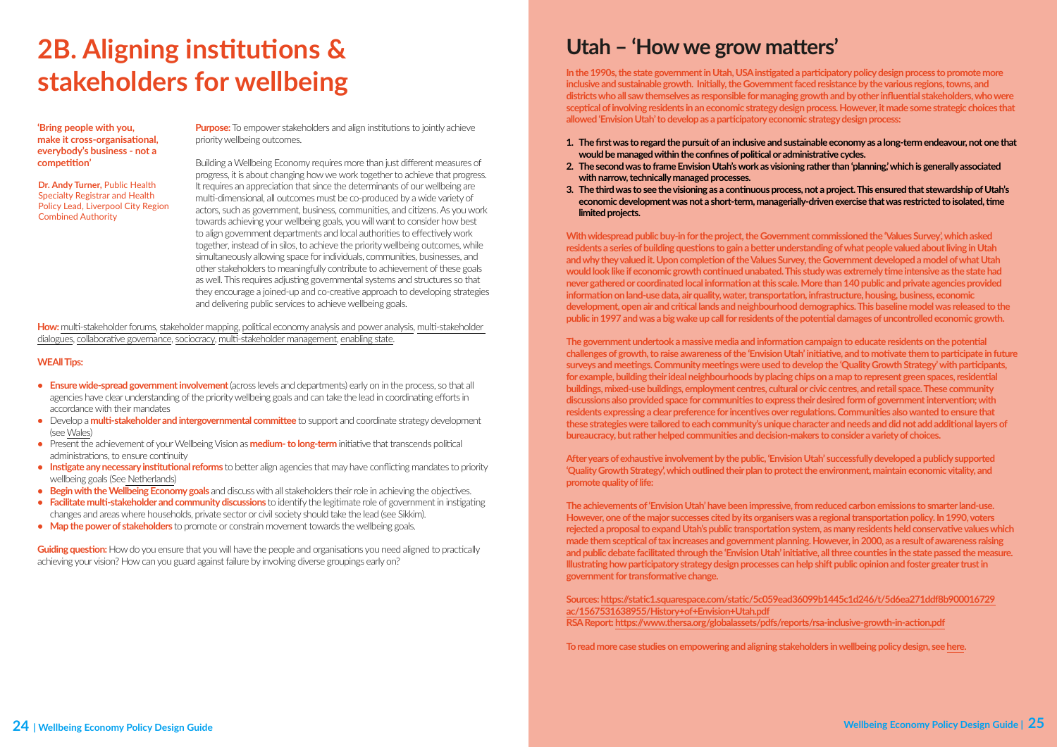# 2B. Aligning institutions & stakeholders for wellbeing

**'Bring people with you, make it cross-organisational, everybody's business - not a competition'**

**Dr. Andy Turner,** Public Health Specialty Registrar and Health Policy Lead, Liverpool City Region Combined Authority

**Purpose:** To empower stakeholders and align institutions to jointly achieve priority wellbeing outcomes.

Building a Wellbeing Economy requires more than just different measures of progress, it is about changing how we work together to achieve that progress. It requires an appreciation that since the determinants of our wellbeing are multi-dimensional, all outcomes must be co-produced by a wide variety of actors, such as government, business, communities, and citizens. As you work towards achieving your wellbeing goals, you will want to consider how best to align government departments and local authorities to effectively work together, instead of in silos, to achieve the priority wellbeing outcomes, while simultaneously allowing space for individuals, communities, businesses, and other stakeholders to meaningfully contribute to achievement of these goals as well. This requires adjusting governmental systems and structures so that they encourage a joined-up and co-creative approach to developing strategies and delivering public services to achieve wellbeing goals.

**How:** multi-stakeholder forums, stakeholder mapping, political economy analysis and power analysis, multi-stakeholder dialogues, collaborative governance, sociocracy, multi-stakeholder management, enabling state.

**WEAll Tips:**

- **Ensure wide-spread government involvement** (across levels and departments) early on in the process, so that all agencies have clear understanding of the priority wellbeing goals and can take the lead in coordinating efforts in accordance with their mandates
- Develop a **multi-stakeholder and intergovernmental committee** to support and coordinate strategy development (see Wales)
- Present the achievement of your Wellbeing Vision as **medium- to long-term** initiative that transcends political administrations, to ensure continuity
- **Instigate any necessary institutional reforms** to better align agencies that may have conflicting mandates to priority wellbeing goals (See Netherlands)
- **Begin with the Wellbeing Economy goals** and discuss with all stakeholders their role in achieving the objectives.
- **Facilitate multi-stakeholder and community discussions** to identify the legitimate role of government in instigating changes and areas where households, private sector or civil society should take the lead (see Sikkim).
- **Map the power of stakeholders** to promote or constrain movement towards the wellbeing goals.

**Guiding question:** How do you ensure that you will have the people and organisations you need aligned to practically achieving your vision? How can you guard against failure by involving diverse groupings early on?

## Utah – 'How we grow matters'

**In the 1990s, the state government in Utah, USA instigated a participatory policy design process to promote more inclusive and sustainable growth. Initially, the Government faced resistance by the various regions, towns, and districts who all saw themselves as responsible for managing growth and by other influential stakeholders, who were sceptical of involving residents in an economic strategy design process. However, it made some strategic choices that allowed 'Envision Utah' to develop as a participatory economic strategy design process:**

1. **The first was to regard the pursuit of an inclusive and sustainable economy as a long-term endeavour, not one that would be managed within the confines of political or administrative cycles.**
2. **The second was to frame Envision Utah's work as visioning rather than 'planning,' which is generally associated with narrow, technically managed processes.**
3. **The third was to see the visioning as a continuous process, not a project. This ensured that stewardship of Utah's economic development was not a short-term, managerially-driven exercise that was restricted to isolated, time limited projects.**

**With widespread public buy-in for the project, the Government commissioned the 'Values Survey', which asked residents a series of building questions to gain a better understanding of what people valued about living in Utah and why they valued it. Upon completion of the Values Survey, the Government developed a model of what Utah would look like if economic growth continued unabated. This study was extremely time intensive as the state had never gathered or coordinated local information at this scale. More than 140 public and private agencies provided information on land-use data, air quality, water, transportation, infrastructure, housing, business, economic development, open air and critical lands and neighbourhood demographics. This baseline model was released to the public in 1997 and was a big wake up call for residents of the potential damages of uncontrolled economic growth.**

**The government undertook a massive media and information campaign to educate residents on the potential challenges of growth, to raise awareness of the 'Envision Utah' initiative, and to motivate them to participate in future surveys and meetings. Community meetings were used to develop the 'Quality Growth Strategy' with participants, for example, building their ideal neighbourhoods by placing chips on a map to represent green spaces, residential buildings, mixed-use buildings, employment centres, cultural or civic centres, and retail space. These community discussions also provided space for communities to express their desired form of government intervention; with residents expressing a clear preference for incentives over regulations. Communities also wanted to ensure that these strategies were tailored to each community's unique character and needs and did not add additional layers of bureaucracy, but rather helped communities and decision-makers to consider a variety of choices.**

**After years of exhaustive involvement by the public, 'Envision Utah' successfully developed a publicly supported 'Quality Growth Strategy', which outlined their plan to protect the environment, maintain economic vitality, and promote quality of life:**

**The achievements of 'Envision Utah' have been impressive, from reduced carbon emissions to smarter land-use. However, one of the major successes cited by its organisers was a regional transportation policy. In 1990, voters rejected a proposal to expand Utah's public transportation system, as many residents held conservative values which made them sceptical of tax increases and government planning. However, in 2000, as a result of awareness raising and public debate facilitated through the 'Envision Utah' initiative, all three counties in the state passed the measure. Illustrating how participatory strategy design processes can help shift public opinion and foster greater trust in government for transformative change.**

**Sources: https://static1.squarespace.com/static/5c059ead36099b1445c1d246/t/5d6ea271ddf8b900016729ac/1567531638955/History+of+Envision+Utah.pdf**
**RSA Report: https://www.thersa.org/globalassets/pdfs/reports/rsa-inclusive-growth-in-action.pdf**

**To read more case studies on empowering and aligning stakeholders in wellbeing policy design, see here.**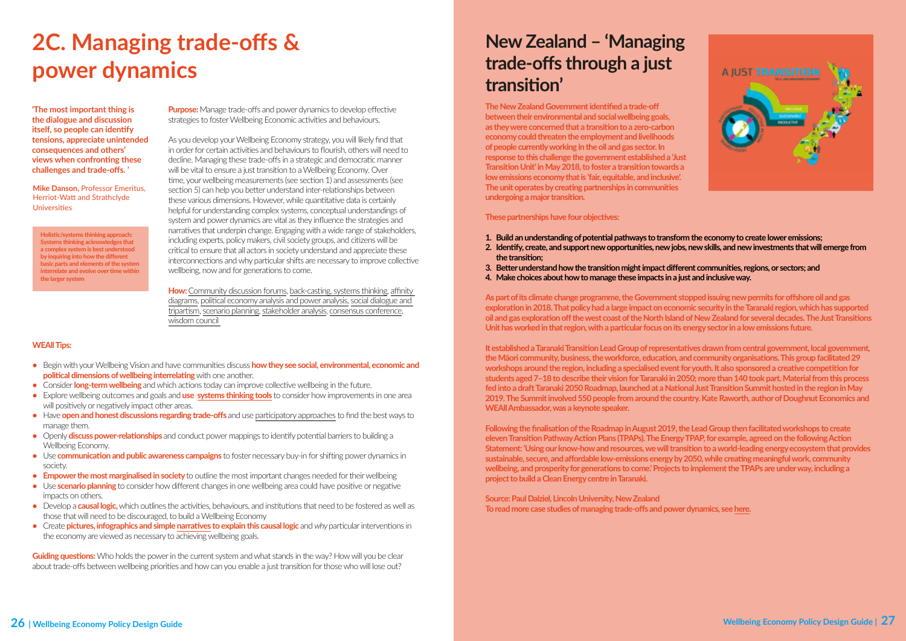# 2C. Managing trade-offs & power dynamics

**'The most important thing is the dialogue and discussion itself, so people can identify tensions, appreciate unintended consequences and others' views when confronting these challenges and trade-offs.'**

**Mike Danson,** Professor Emeritus, Herriot-Watt and Strathclyde Universities

**Holistic/systems thinking approach: Systems thinking acknowledges that a complex system is best understood by inquiring into how the different basic parts and elements of the system interrelate and evolve over time within the larger system**

**Purpose:** Manage trade-offs and power dynamics to develop effective strategies to foster Wellbeing Economic activities and behaviours.

As you develop your Wellbeing Economy strategy, you will likely find that in order for certain activities and behaviours to flourish, others will need to decline. Managing these trade-offs in a strategic and democratic manner will be vital to ensure a just transition to a Wellbeing Economy. Over time, your wellbeing measurements (see section 1) and assessments (see section 5) can help you better understand inter-relationships between these various dimensions. However, while quantitative data is certainly helpful for understanding complex systems, conceptual understandings of system and power dynamics are vital as they influence the strategies and narratives that underpin change. Engaging with a wide range of stakeholders, including experts, policy makers, civil society groups, and citizens will be critical to ensure that all actors in society understand and appreciate these interconnections and why particular shifts are necessary to improve collective wellbeing, now and for generations to come.

**How:** Community discussion forums, back-casting, systems thinking, affinity diagrams, political economy analysis and power analysis, social dialogue and tripartism, scenario planning, stakeholder analysis, consensus conference, wisdom council

**WEAll Tips:**

- Begin with your Wellbeing Vision and have communities discuss **how they see social, environmental, economic and political dimensions of wellbeing interrelating** with one another.
- Consider **long-term wellbeing** and which actions today can improve collective wellbeing in the future.
- Explore wellbeing outcomes and goals and **use systems thinking tools** to consider how improvements in one area will positively or negatively impact other areas.
- Have **open and honest discussions regarding trade-offs** and use participatory approaches to find the best ways to manage them.
- Openly **discuss power-relationships** and conduct power mappings to identify potential barriers to building a Wellbeing Economy.
- Use **communication and public awareness campaigns** to foster necessary buy-in for shifting power dynamics in society.
- **Empower the most marginalised in society** to outline the most important changes needed for their wellbeing
- Use **scenario planning** to consider how different changes in one wellbeing area could have positive or negative impacts on others.
- Develop a **causal logic**, which outlines the activities, behaviours, and institutions that need to be fostered as well as those that will need to be discouraged, to build a Wellbeing Economy
- Create **pictures, infographics and simple narratives to explain this causal logic** and *why* particular interventions in the economy are viewed as necessary to achieving wellbeing goals.

**Guiding questions:** Who holds the power in the current system and what stands in the way? How will you be clear about trade-offs between wellbeing priorities and how can you enable a just transition for those who will lose out?

# New Zealand – 'Managing trade-offs through a just transition'

**The New Zealand Government identified a trade-off between their environmental and social wellbeing goals, as they were concerned that a transition to a zero-carbon economy could threaten the employment and livelihoods of people currently working in the oil and gas sector. In response to this challenge the government established a 'Just Transition Unit' in May 2018, to foster a transition towards a low emissions economy that is 'fair, equitable, and inclusive'. The unit operates by creating partnerships in communities undergoing a major transition.**

**These partnerships have four objectives:**

1. **Build an understanding of potential pathways to transform the economy to create lower emissions;**
2. **Identify, create, and support new opportunities, new jobs, new skills, and new investments that will emerge from the transition;**
3. **Better understand how the transition might impact different communities, regions, or sectors; and**
4. **Make choices about how to manage these impacts in a just and inclusive way.**

**As part of its climate change programme, the Government stopped issuing new permits for offshore oil and gas exploration in 2018. That policy had a large impact on economic security in the Taranaki region, which has supported oil and gas exploration off the west coast of the North Island of New Zealand for several decades. The Just Transitions Unit has worked in that region, with a particular focus on its energy sector in a low emissions future.**

**It established a Taranaki Transition Lead Group of representatives drawn from central government, local government, the Māori community, business, the workforce, education, and community organisations. This group facilitated 29 workshops around the region, including a specialised event for youth. It also sponsored a creative competition for students aged 7–18 to describe their vision for Taranaki in 2050; more than 140 took part. Material from this process fed into a draft Taranaki 2050 Roadmap, launched at a National Just Transition Summit hosted in the region in May 2019. The Summit involved 550 people from around the country. Kate Raworth, author of Doughnut Economics and WEAll Ambassador, was a keynote speaker.**

**Following the finalisation of the Roadmap in August 2019, the Lead Group then facilitated workshops to create eleven Transition Pathway Action Plans (TPAPs). The Energy TPAP, for example, agreed on the following Action Statement: 'Using our know-how and resources, we will transition to a world-leading energy ecosystem that provides sustainable, secure, and affordable low-emissions energy by 2050, while creating meaningful work, community wellbeing, and prosperity for generations to come.' Projects to implement the TPAPs are under way, including a project to build a Clean Energy centre in Taranaki.**

**Source: Paul Dalziel, Lincoln University, New Zealand**
**To read more case studies of managing trade-offs and power dynamics, see here.**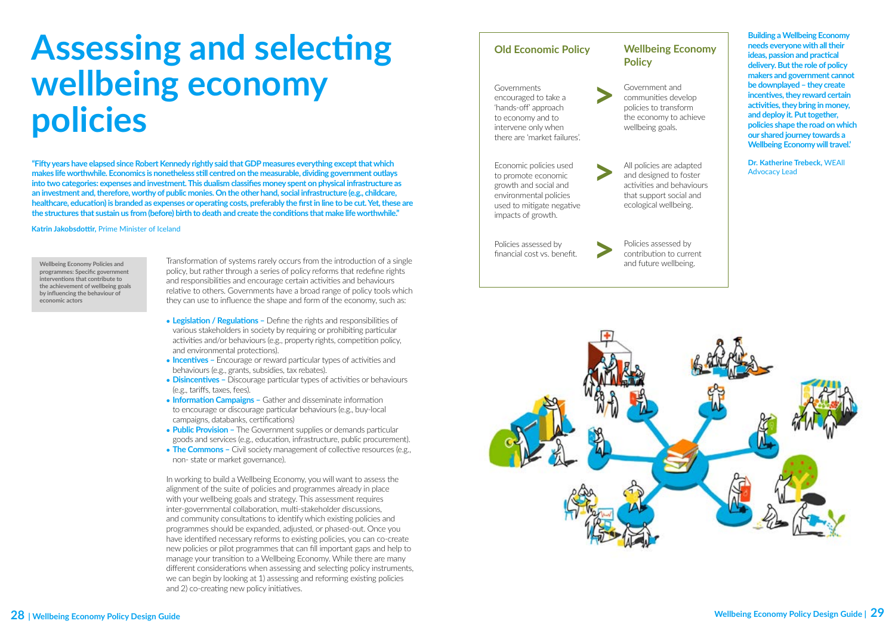# Assessing and selecting wellbeing economy policies

**"Fifty years have elapsed since Robert Kennedy rightly said that GDP measures everything except that which makes life worthwhile. Economics is nonetheless still centred on the measurable, dividing government outlays into two categories: expenses and investment. This dualism classifies money spent on physical infrastructure as an investment and, therefore, worthy of public monies. On the other hand, social infrastructure (e.g., childcare, healthcare, education) is branded as expenses or operating costs, preferably the first in line to be cut. Yet, these are the structures that sustain us from (before) birth to death and create the conditions that make life worthwhile."**

**Katrin Jakobsdottir,** Prime Minister of Iceland

**Wellbeing Economy Policies and programmes: Specific government interventions that contribute to the achievement of wellbeing goals by influencing the behaviour of economic actors**

Transformation of systems rarely occurs from the introduction of a single policy, but rather through a series of policy reforms that redefine rights and responsibilities and encourage certain activities and behaviours relative to others. Governments have a broad range of policy tools which they can use to influence the shape and form of the economy, such as:

- **Legislation / Regulations –** Define the rights and responsibilities of various stakeholders in society by requiring or prohibiting particular activities and/or behaviours (e.g., property rights, competition policy, and environmental protections).
- **Incentives –** Encourage or reward particular types of activities and behaviours (e.g., grants, subsidies, tax rebates).
- **Disincentives –** Discourage particular types of activities or behaviours (e.g., tariffs, taxes, fees).
- **Information Campaigns –** Gather and disseminate information to encourage or discourage particular behaviours (e.g., buy-local campaigns, databanks, certifications)
- **Public Provision –** The Government supplies or demands particular goods and services (e.g., education, infrastructure, public procurement).
- **The Commons –** Civil society management of collective resources (e.g., non- state or market governance).

In working to build a Wellbeing Economy, you will want to assess the alignment of the suite of policies and programmes already in place with your wellbeing goals and strategy. This assessment requires inter-governmental collaboration, multi-stakeholder discussions, and community consultations to identify which existing policies and programmes should be expanded, adjusted, or phased-out. Once you have identified necessary reforms to existing policies, you can co-create new policies or pilot programmes that can fill important gaps and help to manage your transition to a Wellbeing Economy. While there are many different considerations when assessing and selecting policy instruments, we can begin by looking at 1) assessing and reforming existing policies and 2) co-creating new policy initiatives.

| Old Economic Policy | | Wellbeing Economy Policy |
|---|---|---|
| Governments encouraged to take a 'hands-off' approach to economy and to intervene only when there are 'market failures'. | > | Government and communities develop policies to transform the economy to achieve wellbeing goals. |
| Economic policies used to promote economic growth and social and environmental policies used to mitigate negative impacts of growth. | > | All policies are adapted and designed to foster activities and behaviours that support social and ecological wellbeing. |
| Policies assessed by financial cost vs. benefit. | > | Policies assessed by contribution to current and future wellbeing. |

**Building a Wellbeing Economy needs everyone with all their ideas, passion and practical delivery. But the role of policy makers and government cannot be downplayed – they create incentives, they reward certain activities, they bring in money, and deploy it. Put together, policies shape the road on which our shared journey towards a Wellbeing Economy will travel.'**

**Dr. Katherine Trebeck,** WEAll Advocacy Lead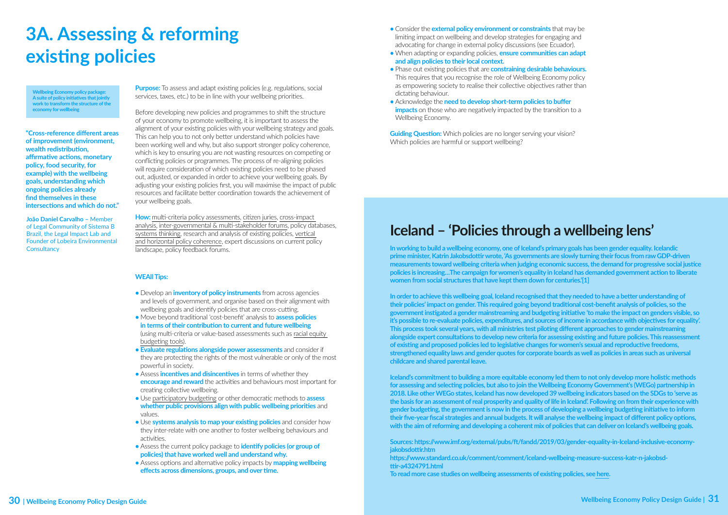# 3A. Assessing & reforming existing policies

**Wellbeing Economy policy package: A suite of policy initiatives that jointly work to transform the structure of the economy for wellbeing**

**"Cross-reference different areas of improvement (environment, wealth redistribution, affirmative actions, monetary policy, food security, for example) with the wellbeing goals, understanding which ongoing policies already find themselves in these intersections and which do not."**

**João Daniel Carvalho** – Member of Legal Community of Sistema B Brazil, the Legal Impact Lab and Founder of Lobeira Environmental Consultancy

**Purpose:** To assess and adapt existing policies (e.g. regulations, social services, taxes, etc.) to be in line with your wellbeing priorities.

Before developing new policies and programmes to shift the structure of your economy to promote wellbeing, it is important to assess the alignment of your existing policies with your wellbeing strategy and goals. This can help you to not only better understand which policies have been working well and why, but also support stronger policy coherence, which is key to ensuring you are not wasting resources on competing or conflicting policies or programmes. The process of re-aligning policies will require consideration of which existing policies need to be phased out, adjusted, or expanded in order to achieve your wellbeing goals. By adjusting your existing policies first, you will maximise the impact of public resources and facilitate better coordination towards the achievement of your wellbeing goals.

**How:** multi-criteria policy assessments, citizen juries, cross-impact analysis, inter-governmental & multi-stakeholder forums, policy databases, systems thinking, research and analysis of existing policies, vertical and horizontal policy coherence, expert discussions on current policy landscape, policy feedback forums.

**WEAll Tips:**

- Develop an **inventory of policy instruments** from across agencies and levels of government, and organise based on their alignment with wellbeing goals and identify policies that are cross-cutting.
- Move beyond traditional 'cost-benefit' analysis to **assess policies in terms of their contribution to current and future wellbeing** (using multi-criteria or value-based assessments such as racial equity budgeting tools).
- **Evaluate regulations alongside power assessments** and consider if they are protecting the rights of the most vulnerable or only of the most powerful in society.
- Assess **incentives and disincentives** in terms of whether they **encourage and reward** the activities and behaviours most important for creating collective wellbeing.
- Use participatory budgeting or other democratic methods to **assess whether public provisions align with public wellbeing priorities** and values.
- Use **systems analysis to map your existing policies** and consider how they inter-relate with one another to foster wellbeing behaviours and activities.
- Assess the current policy package to **identify policies (or group of policies) that have worked well and understand why.**
- Assess options and alternative policy impacts by **mapping wellbeing effects across dimensions, groups, and over time.**
- Consider the **external policy environment or constraints** that may be limiting impact on wellbeing and develop strategies for engaging and advocating for change in external policy discussions (see Ecuador).
- When adapting or expanding policies, **ensure communities can adapt and align policies to their local context.**
- Phase out existing policies that are **constraining desirable behaviours.** This requires that you recognise the role of Wellbeing Economy policy as empowering society to realise their collective objectives rather than dictating behaviour.
- Acknowledge the **need to develop short-term policies to buffer impacts** on those who are negatively impacted by the transition to a Wellbeing Economy.

**Guiding Question:** Which policies are no longer serving your vision? Which policies are harmful or support wellbeing?

## Iceland – 'Policies through a wellbeing lens'

**In working to build a wellbeing economy, one of Iceland's primary goals has been gender equality. Icelandic prime minister, Katrin Jakobsdottir wrote, 'As governments are slowly turning their focus from raw GDP-driven measurements toward wellbeing criteria when judging economic success, the demand for progressive social justice policies is increasing…The campaign for women's equality in Iceland has demanded government action to liberate women from social structures that have kept them down for centuries.'[1]**

**In order to achieve this wellbeing goal, Iceland recognised that they needed to have a better understanding of their policies' impact on gender. This required going beyond traditional cost-benefit analysis of policies, so the government instigated a gender mainstreaming and budgeting initiative 'to make the impact on genders visible, so it's possible to re-evaluate policies, expenditures, and sources of income in accordance with objectives for equality'. This process took several years, with all ministries test piloting different approaches to gender mainstreaming alongside expert consultations to develop new criteria for assessing existing and future policies. This reassessment of existing and proposed policies led to legislative changes for women's sexual and reproductive freedoms, strengthened equality laws and gender quotes for corporate boards as well as policies in areas such as universal childcare and shared parental leave.**

**Iceland's commitment to building a more equitable economy led them to not only develop more holistic methods for assessing and selecting policies, but also to join the Wellbeing Economy Government's (WEGo) partnership in 2018. Like other WEGo states, Iceland has now developed 39 wellbeing indicators based on the SDGs to 'serve as the basis for an assessment of real prosperity and quality of life in Iceland'. Following on from their experience with gender budgeting, the government is now in the process of developing a wellbeing budgeting initiative to inform their five-year fiscal strategies and annual budgets. It will analyse the wellbeing impact of different policy options, with the aim of reforming and developing a coherent mix of policies that can deliver on Iceland's wellbeing goals.**

**Sources: https://www.imf.org/external/pubs/ft/fandd/2019/03/gender-equality-in-Iceland-inclusive-economy-jakobsdottir.htm**
**https://www.standard.co.uk/comment/comment/iceland-wellbeing-measure-success-katr-n-jakobsdttir-a4324791.html**
**To read more case studies on wellbeing assessments of existing policies, see here.**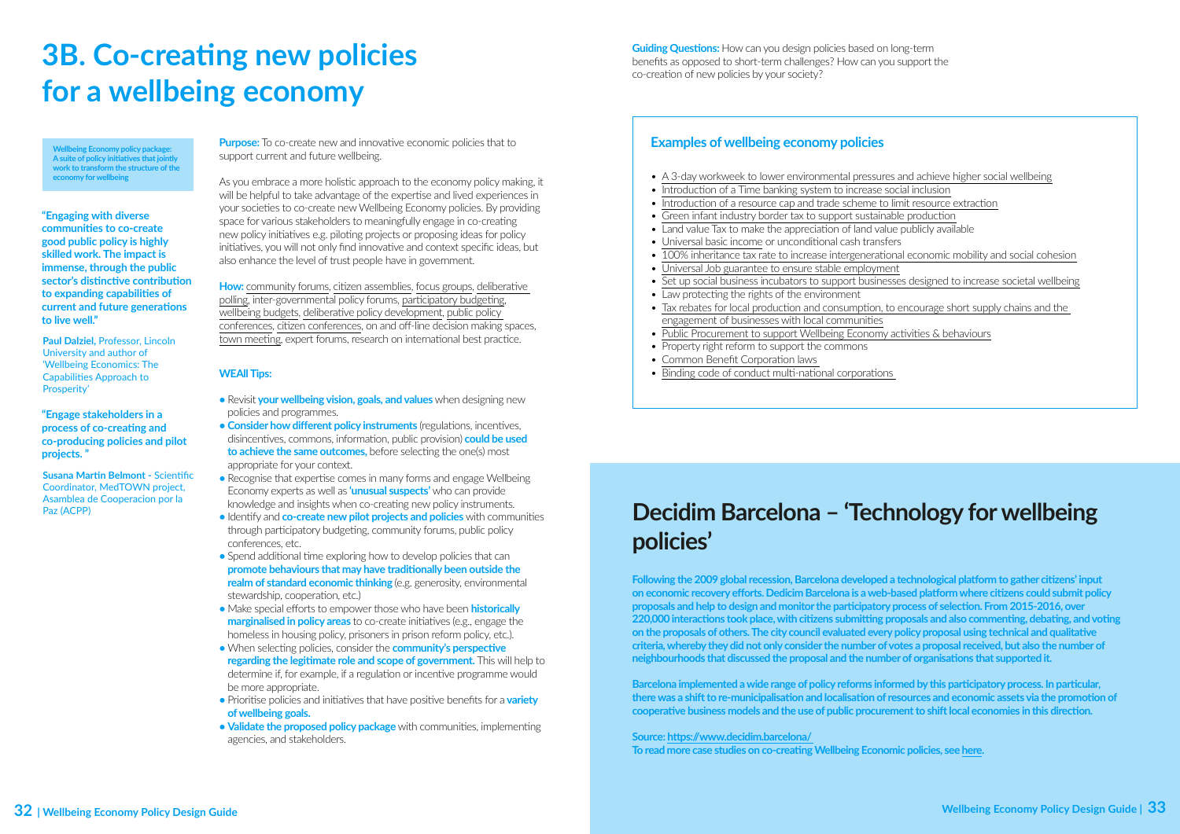# 3B. Co-creating new policies for a wellbeing economy

**Wellbeing Economy policy package: A suite of policy initiatives that jointly work to transform the structure of the economy for wellbeing**

**"Engaging with diverse communities to co-create good public policy is highly skilled work. The impact is immense, through the public sector's distinctive contribution to expanding capabilities of current and future generations to live well."**

**Paul Dalziel,** Professor, Lincoln University and author of 'Wellbeing Economics: The Capabilities Approach to Prosperity'

**"Engage stakeholders in a process of co-creating and co-producing policies and pilot projects. "**

**Susana Martin Belmont -** Scientific Coordinator, MedTOWN project, Asamblea de Cooperacion por la Paz (ACPP)

**Purpose:** To co-create new and innovative economic policies that to support current and future wellbeing.

As you embrace a more holistic approach to the economy policy making, it will be helpful to take advantage of the expertise and lived experiences in your societies to co-create new Wellbeing Economy policies. By providing space for various stakeholders to meaningfully engage in co-creating new policy initiatives e.g. piloting projects or proposing ideas for policy initiatives, you will not only find innovative and context specific ideas, but also enhance the level of trust people have in government.

**How:** community forums, citizen assemblies, focus groups, deliberative polling, inter-governmental policy forums, participatory budgeting, wellbeing budgets, deliberative policy development, public policy conferences, citizen conferences, on and off-line decision making spaces, town meeting, expert forums, research on international best practice.

**WEAll Tips:**

- Revisit **your wellbeing vision, goals, and values** when designing new policies and programmes.
- **Consider how different policy instruments** (regulations, incentives, disincentives, commons, information, public provision) **could be used to achieve the same outcomes,** before selecting the one(s) most appropriate for your context.
- Recognise that expertise comes in many forms and engage Wellbeing Economy experts as well as **'unusual suspects'** who can provide knowledge and insights when co-creating new policy instruments.
- Identify and **co-create new pilot projects and policies** with communities through participatory budgeting, community forums, public policy conferences, etc.
- Spend additional time exploring how to develop policies that can **promote behaviours that may have traditionally been outside the realm of standard economic thinking** (e.g. generosity, environmental stewardship, cooperation, etc.)
- Make special efforts to empower those who have been **historically marginalised in policy areas** to co-create initiatives (e.g., engage the homeless in housing policy, prisoners in prison reform policy, etc.).
- When selecting policies, consider the **community's perspective regarding the legitimate role and scope of government.** This will help to determine if, for example, if a regulation or incentive programme would be more appropriate.
- Prioritise policies and initiatives that have positive benefits for a **variety of wellbeing goals.**
- **Validate the proposed policy package** with communities, implementing agencies, and stakeholders.

**Guiding Questions:** How can you design policies based on long-term benefits as opposed to short-term challenges? How can you support the co-creation of new policies by your society?

### Examples of wellbeing economy policies

- A 3-day workweek to lower environmental pressures and achieve higher social wellbeing
- Introduction of a Time banking system to increase social inclusion
- Introduction of a resource cap and trade scheme to limit resource extraction
- Green infant industry border tax to support sustainable production
- Land value Tax to make the appreciation of land value publicly available
- Universal basic income or unconditional cash transfers
- 100% inheritance tax rate to increase intergenerational economic mobility and social cohesion
- Universal Job guarantee to ensure stable employment
- Set up social business incubators to support businesses designed to increase societal wellbeing
- Law protecting the rights of the environment
- Tax rebates for local production and consumption, to encourage short supply chains and the engagement of businesses with local communities
- Public Procurement to support Wellbeing Economy activities & behaviours
- Property right reform to support the commons
- Common Benefit Corporation laws
- Binding code of conduct multi-national corporations

## Decidim Barcelona – 'Technology for wellbeing policies'

**Following the 2009 global recession, Barcelona developed a technological platform to gather citizens' input on economic recovery efforts. Dedicim Barcelona is a web-based platform where citizens could submit policy proposals and help to design and monitor the participatory process of selection. From 2015-2016, over 220,000 interactions took place, with citizens submitting proposals and also commenting, debating, and voting on the proposals of others. The city council evaluated every policy proposal using technical and qualitative criteria, whereby they did not only consider the number of votes a proposal received, but also the number of neighbourhoods that discussed the proposal and the number of organisations that supported it.**

**Barcelona implemented a wide range of policy reforms informed by this participatory process. In particular, there was a shift to re-municipalisation and localisation of resources and economic assets via the promotion of cooperative business models and the use of public procurement to shift local economies in this direction.**

**Source: https://www.decidim.barcelona/**
**To read more case studies on co-creating Wellbeing Economic policies, see here.**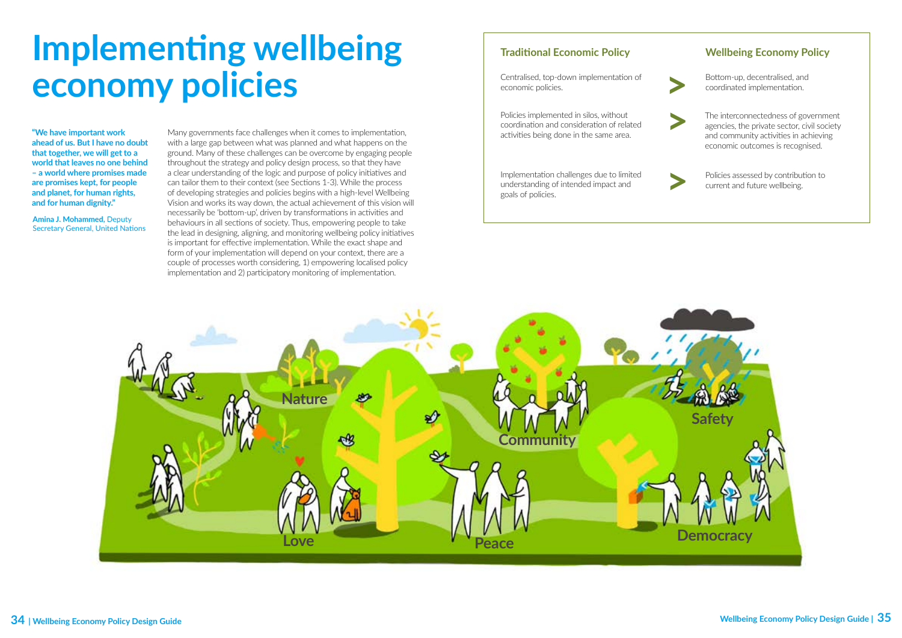# Implementing wellbeing economy policies

**"We have important work ahead of us. But I have no doubt that together, we will get to a world that leaves no one behind – a world where promises made are promises kept, for people and planet, for human rights, and for human dignity."**

**Amina J. Mohammed,** Deputy Secretary General, United Nations

Many governments face challenges when it comes to implementation, with a large gap between what was planned and what happens on the ground. Many of these challenges can be overcome by engaging people throughout the strategy and policy design process, so that they have a clear understanding of the logic and purpose of policy initiatives and can tailor them to their context (see Sections 1-3). While the process of developing strategies and policies begins with a high-level Wellbeing Vision and works its way down, the actual achievement of this vision will necessarily be 'bottom-up', driven by transformations in activities and behaviours in all sections of society. Thus, empowering people to take the lead in designing, aligning, and monitoring wellbeing policy initiatives is important for effective implementation. While the exact shape and form of your implementation will depend on your context, there are a couple of processes worth considering, 1) empowering localised policy implementation and 2) participatory monitoring of implementation.

| Traditional Economic Policy | | Wellbeing Economy Policy |
|---|---|---|
| Centralised, top-down implementation of economic policies. | > | Bottom-up, decentralised, and coordinated implementation. |
| Policies implemented in silos, without coordination and consideration of related activities being done in the same area. | > | The interconnectedness of government agencies, the private sector, civil society and community activities in achieving economic outcomes is recognised. |
| Implementation challenges due to limited understanding of intended impact and goals of policies. | > | Policies assessed by contribution to current and future wellbeing. |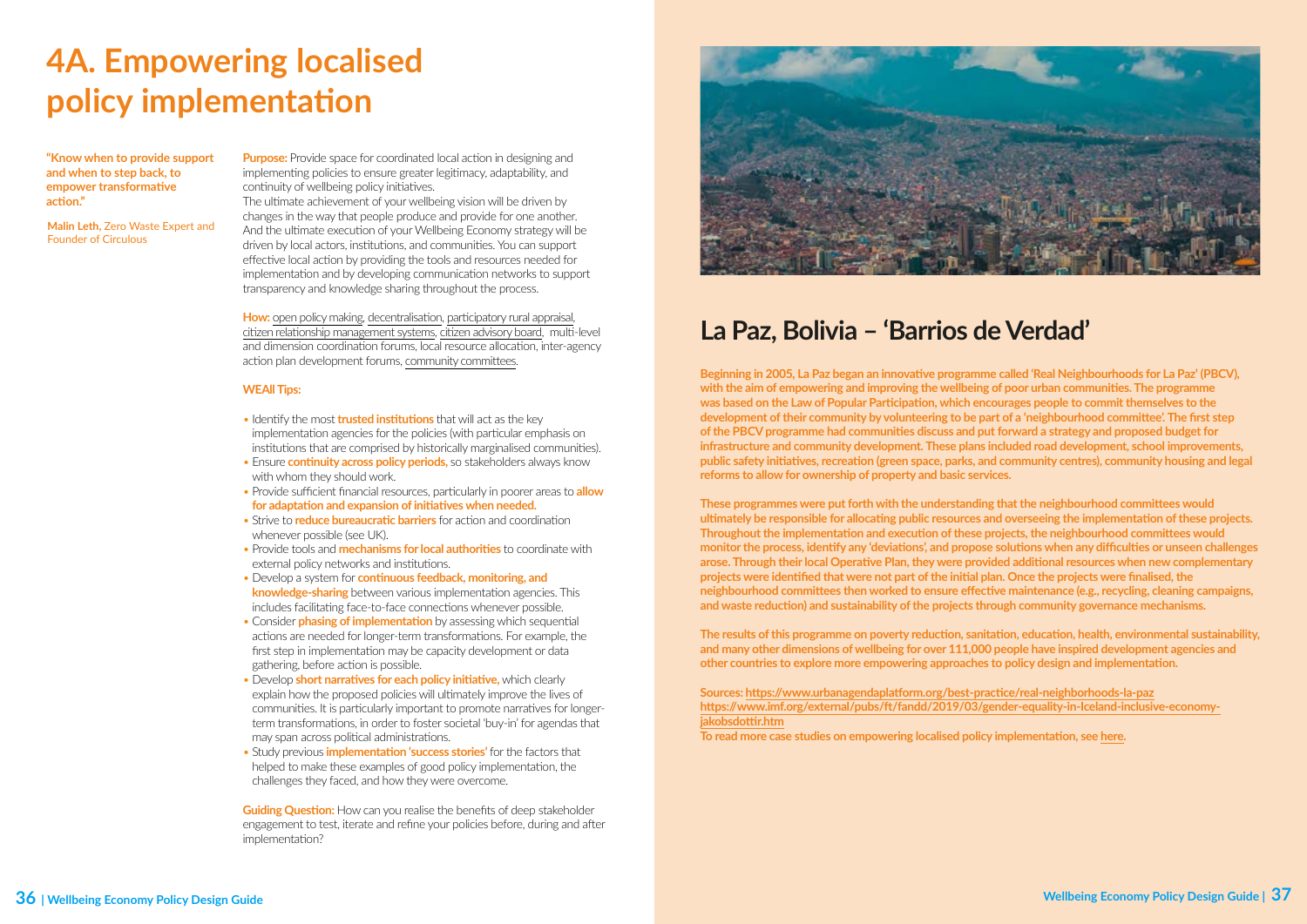# 4A. Empowering localised policy implementation

**"Know when to provide support and when to step back, to empower transformative action."**

**Malin Leth,** Zero Waste Expert and Founder of Circulous

**Purpose:** Provide space for coordinated local action in designing and implementing policies to ensure greater legitimacy, adaptability, and continuity of wellbeing policy initiatives.

The ultimate achievement of your wellbeing vision will be driven by changes in the way that people produce and provide for one another. And the ultimate execution of your Wellbeing Economy strategy will be driven by local actors, institutions, and communities. You can support effective local action by providing the tools and resources needed for implementation and by developing communication networks to support transparency and knowledge sharing throughout the process.

**How:** open policy making, decentralisation, participatory rural appraisal, citizen relationship management systems, citizen advisory board, multi-level and dimension coordination forums, local resource allocation, inter-agency action plan development forums, community committees.

**WEAll Tips:**

- Identify the most **trusted institutions** that will act as the key implementation agencies for the policies (with particular emphasis on institutions that are comprised by historically marginalised communities).
- Ensure **continuity across policy periods,** so stakeholders always know with whom they should work.
- Provide sufficient financial resources, particularly in poorer areas to **allow for adaptation and expansion of initiatives when needed.**
- Strive to **reduce bureaucratic barriers** for action and coordination whenever possible (see UK).
- Provide tools and **mechanisms for local authorities** to coordinate with external policy networks and institutions.
- Develop a system for **continuous feedback, monitoring, and knowledge-sharing** between various implementation agencies. This includes facilitating face-to-face connections whenever possible.
- Consider **phasing of implementation** by assessing which sequential actions are needed for longer-term transformations. For example, the first step in implementation may be capacity development or data gathering, before action is possible.
- Develop **short narratives for each policy initiative,** which clearly explain how the proposed policies will ultimately improve the lives of communities. It is particularly important to promote narratives for longer-term transformations, in order to foster societal 'buy-in' for agendas that may span across political administrations.
- Study previous **implementation 'success stories'** for the factors that helped to make these examples of good policy implementation, the challenges they faced, and how they were overcome.

**Guiding Question:** How can you realise the benefits of deep stakeholder engagement to test, iterate and refine your policies before, during and after implementation?

## La Paz, Bolivia – 'Barrios de Verdad'

**Beginning in 2005, La Paz began an innovative programme called 'Real Neighbourhoods for La Paz' (PBCV), with the aim of empowering and improving the wellbeing of poor urban communities. The programme was based on the Law of Popular Participation, which encourages people to commit themselves to the development of their community by volunteering to be part of a 'neighbourhood committee'. The first step of the PBCV programme had communities discuss and put forward a strategy and proposed budget for infrastructure and community development. These plans included road development, school improvements, public safety initiatives, recreation (green space, parks, and community centres), community housing and legal reforms to allow for ownership of property and basic services.**

**These programmes were put forth with the understanding that the neighbourhood committees would ultimately be responsible for allocating public resources and overseeing the implementation of these projects. Throughout the implementation and execution of these projects, the neighbourhood committees would monitor the process, identify any 'deviations', and propose solutions when any difficulties or unseen challenges arose. Through their local Operative Plan, they were provided additional resources when new complementary projects were identified that were not part of the initial plan. Once the projects were finalised, the neighbourhood committees then worked to ensure effective maintenance (e.g., recycling, cleaning campaigns, and waste reduction) and sustainability of the projects through community governance mechanisms.**

**The results of this programme on poverty reduction, sanitation, education, health, environmental sustainability, and many other dimensions of wellbeing for over 111,000 people have inspired development agencies and other countries to explore more empowering approaches to policy design and implementation.**

**Sources: https://www.urbanagendaplatform.org/best-practice/real-neighborhoods-la-paz**
**https://www.imf.org/external/pubs/ft/fandd/2019/03/gender-equality-in-Iceland-inclusive-economy-jakobsdottir.htm**
**To read more case studies on empowering localised policy implementation, see here.**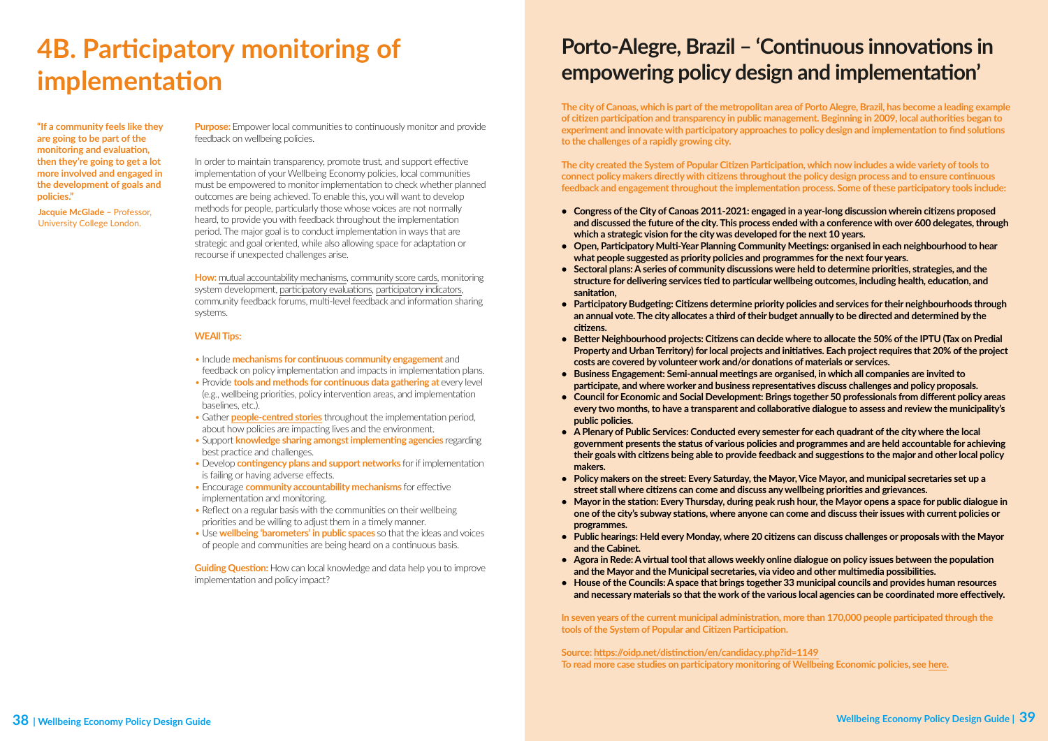# 4B. Participatory monitoring of implementation

**"If a community feels like they are going to be part of the monitoring and evaluation, then they're going to get a lot more involved and engaged in the development of goals and policies."**

**Jacquie McGlade –** Professor, University College London.

**Purpose:** Empower local communities to continuously monitor and provide feedback on wellbeing policies.

In order to maintain transparency, promote trust, and support effective implementation of your Wellbeing Economy policies, local communities must be empowered to monitor implementation to check whether planned outcomes are being achieved. To enable this, you will want to develop methods for people, particularly those whose voices are not normally heard, to provide you with feedback throughout the implementation period. The major goal is to conduct implementation in ways that are strategic and goal oriented, while also allowing space for adaptation or recourse if unexpected challenges arise.

**How:** mutual accountability mechanisms, community score cards, monitoring system development, participatory evaluations, participatory indicators, community feedback forums, multi-level feedback and information sharing systems.

**WEAll Tips:**

- Include **mechanisms for continuous community engagement** and feedback on policy implementation and impacts in implementation plans.
- Provide **tools and methods for continuous data gathering at** every level (e.g., wellbeing priorities, policy intervention areas, and implementation baselines, etc.).
- Gather **people-centred stories** throughout the implementation period, about how policies are impacting lives and the environment.
- Support **knowledge sharing amongst implementing agencies** regarding best practice and challenges.
- Develop **contingency plans and support networks** for if implementation is failing or having adverse effects.
- Encourage **community accountability mechanisms** for effective implementation and monitoring.
- Reflect on a regular basis with the communities on their wellbeing priorities and be willing to adjust them in a timely manner.
- Use **wellbeing 'barometers' in public spaces** so that the ideas and voices of people and communities are being heard on a continuous basis.

**Guiding Question:** How can local knowledge and data help you to improve implementation and policy impact?

## Porto-Alegre, Brazil – 'Continuous innovations in empowering policy design and implementation'

**The city of Canoas, which is part of the metropolitan area of Porto Alegre, Brazil, has become a leading example of citizen participation and transparency in public management. Beginning in 2009, local authorities began to experiment and innovate with participatory approaches to policy design and implementation to find solutions to the challenges of a rapidly growing city.**

**The city created the System of Popular Citizen Participation, which now includes a wide variety of tools to connect policy makers directly with citizens throughout the policy design process and to ensure continuous feedback and engagement throughout the implementation process. Some of these participatory tools include:**

- **Congress of the City of Canoas 2011-2021: engaged in a year-long discussion wherein citizens proposed and discussed the future of the city. This process ended with a conference with over 600 delegates, through which a strategic vision for the city was developed for the next 10 years.**
- **Open, Participatory Multi-Year Planning Community Meetings: organised in each neighbourhood to hear what people suggested as priority policies and programmes for the next four years.**
- **Sectoral plans: A series of community discussions were held to determine priorities, strategies, and the structure for delivering services tied to particular wellbeing outcomes, including health, education, and sanitation,**
- **Participatory Budgeting: Citizens determine priority policies and services for their neighbourhoods through an annual vote. The city allocates a third of their budget annually to be directed and determined by the citizens.**
- **Better Neighbourhood projects: Citizens can decide where to allocate the 50% of the IPTU (Tax on Predial Property and Urban Territory) for local projects and initiatives. Each project requires that 20% of the project costs are covered by volunteer work and/or donations of materials or services.**
- **Business Engagement: Semi-annual meetings are organised, in which all companies are invited to participate, and where worker and business representatives discuss challenges and policy proposals.**
- **Council for Economic and Social Development: Brings together 50 professionals from different policy areas every two months, to have a transparent and collaborative dialogue to assess and review the municipality's public policies.**
- **A Plenary of Public Services: Conducted every semester for each quadrant of the city where the local government presents the status of various policies and programmes and are held accountable for achieving their goals with citizens being able to provide feedback and suggestions to the major and other local policy makers.**
- **Policy makers on the street: Every Saturday, the Mayor, Vice Mayor, and municipal secretaries set up a street stall where citizens can come and discuss any wellbeing priorities and grievances.**
- **Mayor in the station: Every Thursday, during peak rush hour, the Mayor opens a space for public dialogue in one of the city's subway stations, where anyone can come and discuss their issues with current policies or programmes.**
- **Public hearings: Held every Monday, where 20 citizens can discuss challenges or proposals with the Mayor and the Cabinet.**
- **Agora in Rede: A virtual tool that allows weekly online dialogue on policy issues between the population and the Mayor and the Municipal secretaries, via video and other multimedia possibilities.**
- **House of the Councils: A space that brings together 33 municipal councils and provides human resources and necessary materials so that the work of the various local agencies can be coordinated more effectively.**

**In seven years of the current municipal administration, more than 170,000 people participated through the tools of the System of Popular and Citizen Participation.**

**Source: https://oidp.net/distinction/en/candidacy.php?id=1149**
**To read more case studies on participatory monitoring of Wellbeing Economic policies, see here.**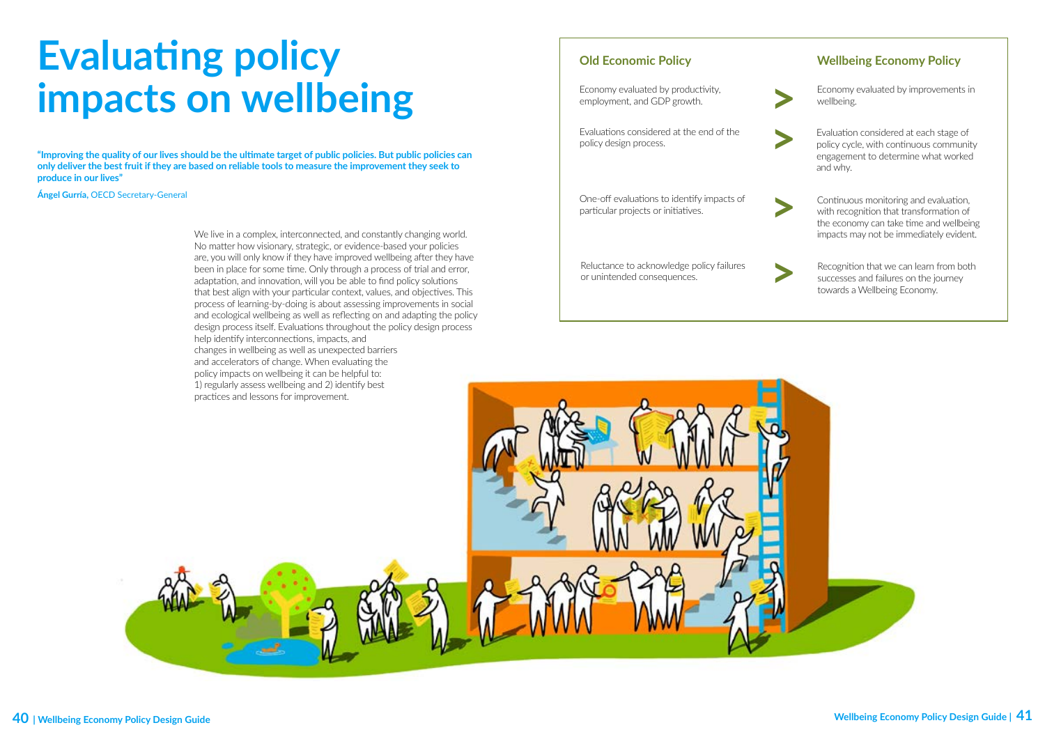# Evaluating policy impacts on wellbeing

**"Improving the quality of our lives should be the ultimate target of public policies. But public policies can only deliver the best fruit if they are based on reliable tools to measure the improvement they seek to produce in our lives"**

**Ángel Gurría,** OECD Secretary-General

We live in a complex, interconnected, and constantly changing world. No matter how visionary, strategic, or evidence-based your policies are, you will only know if they have improved wellbeing after they have been in place for some time. Only through a process of trial and error, adaptation, and innovation, will you be able to find policy solutions that best align with your particular context, values, and objectives. This process of learning-by-doing is about assessing improvements in social and ecological wellbeing as well as reflecting on and adapting the policy design process itself. Evaluations throughout the policy design process help identify interconnections, impacts, and changes in wellbeing as well as unexpected barriers and accelerators of change. When evaluating the policy impacts on wellbeing it can be helpful to: 1) regularly assess wellbeing and 2) identify best practices and lessons for improvement.

| Old Economic Policy | | Wellbeing Economy Policy |
|---|---|---|
| Economy evaluated by productivity, employment, and GDP growth. | > | Economy evaluated by improvements in wellbeing. |
| Evaluations considered at the end of the policy design process. | > | Evaluation considered at each stage of policy cycle, with continuous community engagement to determine what worked and why. |
| One-off evaluations to identify impacts of particular projects or initiatives. | > | Continuous monitoring and evaluation, with recognition that transformation of the economy can take time and wellbeing impacts may not be immediately evident. |
| Reluctance to acknowledge policy failures or unintended consequences. | > | Recognition that we can learn from both successes and failures on the journey towards a Wellbeing Economy. |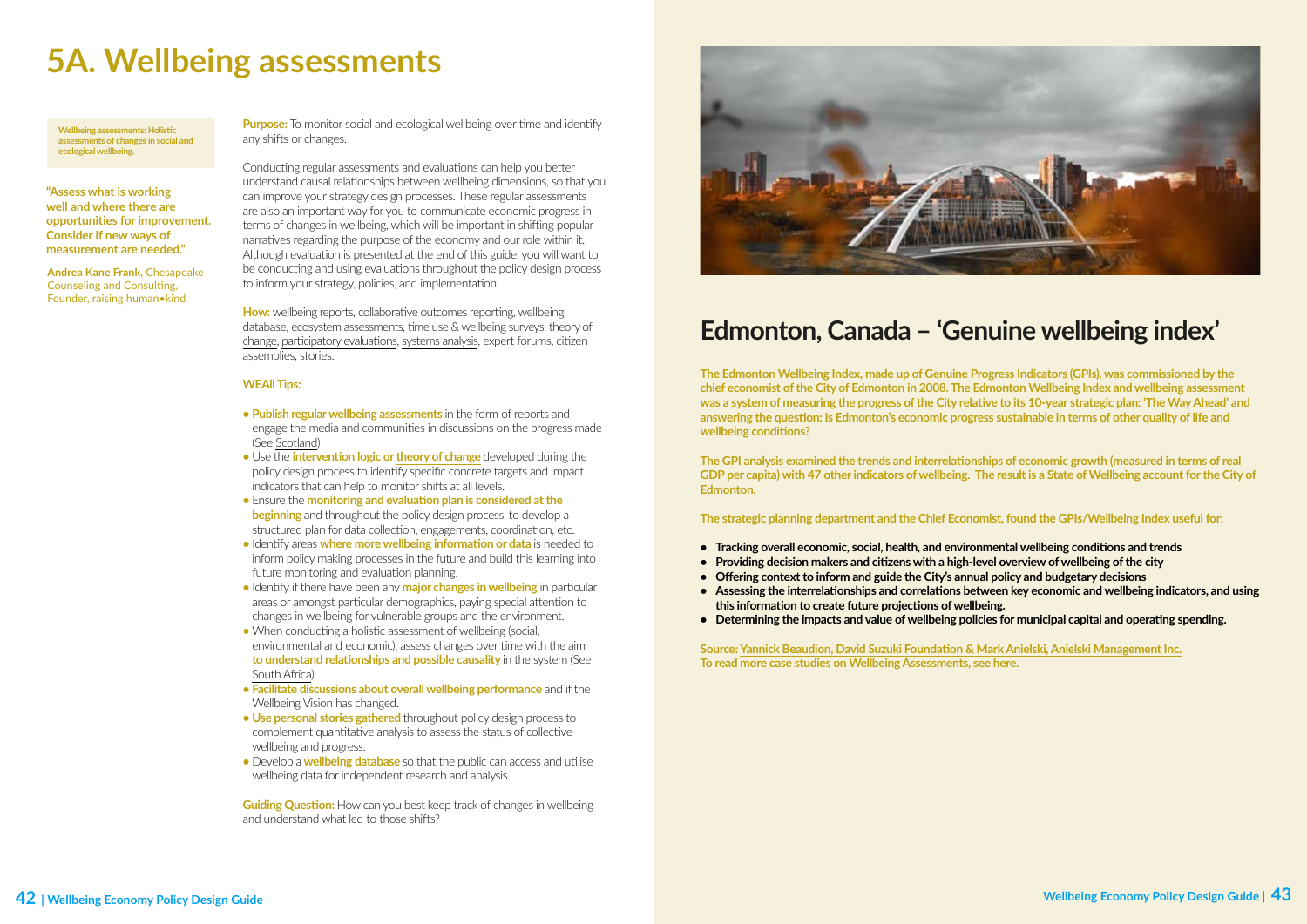# 5A. Wellbeing assessments

**Wellbeing assessments: Holistic assessments of changes in social and ecological wellbeing.**

**"Assess what is working well and where there are opportunities for improvement. Consider if new ways of measurement are needed."**

**Andrea Kane Frank**, Chesapeake Counseling and Consulting, Founder, raising human•kind

**Purpose:** To monitor social and ecological wellbeing over time and identify any shifts or changes.

Conducting regular assessments and evaluations can help you better understand causal relationships between wellbeing dimensions, so that you can improve your strategy design processes. These regular assessments are also an important way for you to communicate economic progress in terms of changes in wellbeing, which will be important in shifting popular narratives regarding the purpose of the economy and our role within it. Although evaluation is presented at the end of this guide, you will want to be conducting and using evaluations throughout the policy design process to inform your strategy, policies, and implementation.

**How:** wellbeing reports, collaborative outcomes reporting, wellbeing database, ecosystem assessments, time use & wellbeing surveys, theory of change, participatory evaluations, systems analysis, expert forums, citizen assemblies, stories.

**WEAll Tips:**

- **Publish regular wellbeing assessments** in the form of reports and engage the media and communities in discussions on the progress made (See Scotland)
- Use the **intervention logic or theory of change** developed during the policy design process to identify specific concrete targets and impact indicators that can help to monitor shifts at all levels.
- Ensure the **monitoring and evaluation plan is considered at the beginning** and throughout the policy design process, to develop a structured plan for data collection, engagements, coordination, etc.
- Identify areas **where more wellbeing information or data** is needed to inform policy making processes in the future and build this learning into future monitoring and evaluation planning.
- Identify if there have been any **major changes in wellbeing** in particular areas or amongst particular demographics, paying special attention to changes in wellbeing for vulnerable groups and the environment.
- When conducting a holistic assessment of wellbeing (social, environmental and economic), assess changes over time with the aim **to understand relationships and possible causality** in the system (See South Africa).
- **Facilitate discussions about overall wellbeing performance** and if the Wellbeing Vision has changed.
- **Use personal stories gathered** throughout policy design process to complement quantitative analysis to assess the status of collective wellbeing and progress.
- Develop a **wellbeing database** so that the public can access and utilise wellbeing data for independent research and analysis.

**Guiding Question:** How can you best keep track of changes in wellbeing and understand what led to those shifts?

## Edmonton, Canada – 'Genuine wellbeing index'

**The Edmonton Wellbeing Index, made up of Genuine Progress Indicators (GPIs), was commissioned by the chief economist of the City of Edmonton in 2008. The Edmonton Wellbeing Index and wellbeing assessment was a system of measuring the progress of the City relative to its 10-year strategic plan: 'The Way Ahead' and answering the question: Is Edmonton's economic progress sustainable in terms of other quality of life and wellbeing conditions?**

**The GPI analysis examined the trends and interrelationships of economic growth (measured in terms of real GDP per capita) with 47 other indicators of wellbeing. The result is a State of Wellbeing account for the City of Edmonton.**

**The strategic planning department and the Chief Economist, found the GPIs/Wellbeing Index useful for:**

- **Tracking overall economic, social, health, and environmental wellbeing conditions and trends**
- **Providing decision makers and citizens with a high-level overview of wellbeing of the city**
- **Offering context to inform and guide the City's annual policy and budgetary decisions**
- **Assessing the interrelationships and correlations between key economic and wellbeing indicators, and using this information to create future projections of wellbeing.**
- **Determining the impacts and value of wellbeing policies for municipal capital and operating spending.**

**Source: Yannick Beaudion, David Suzuki Foundation & Mark Anielski, Anielski Management Inc.**
**To read more case studies on Wellbeing Assessments, see here.**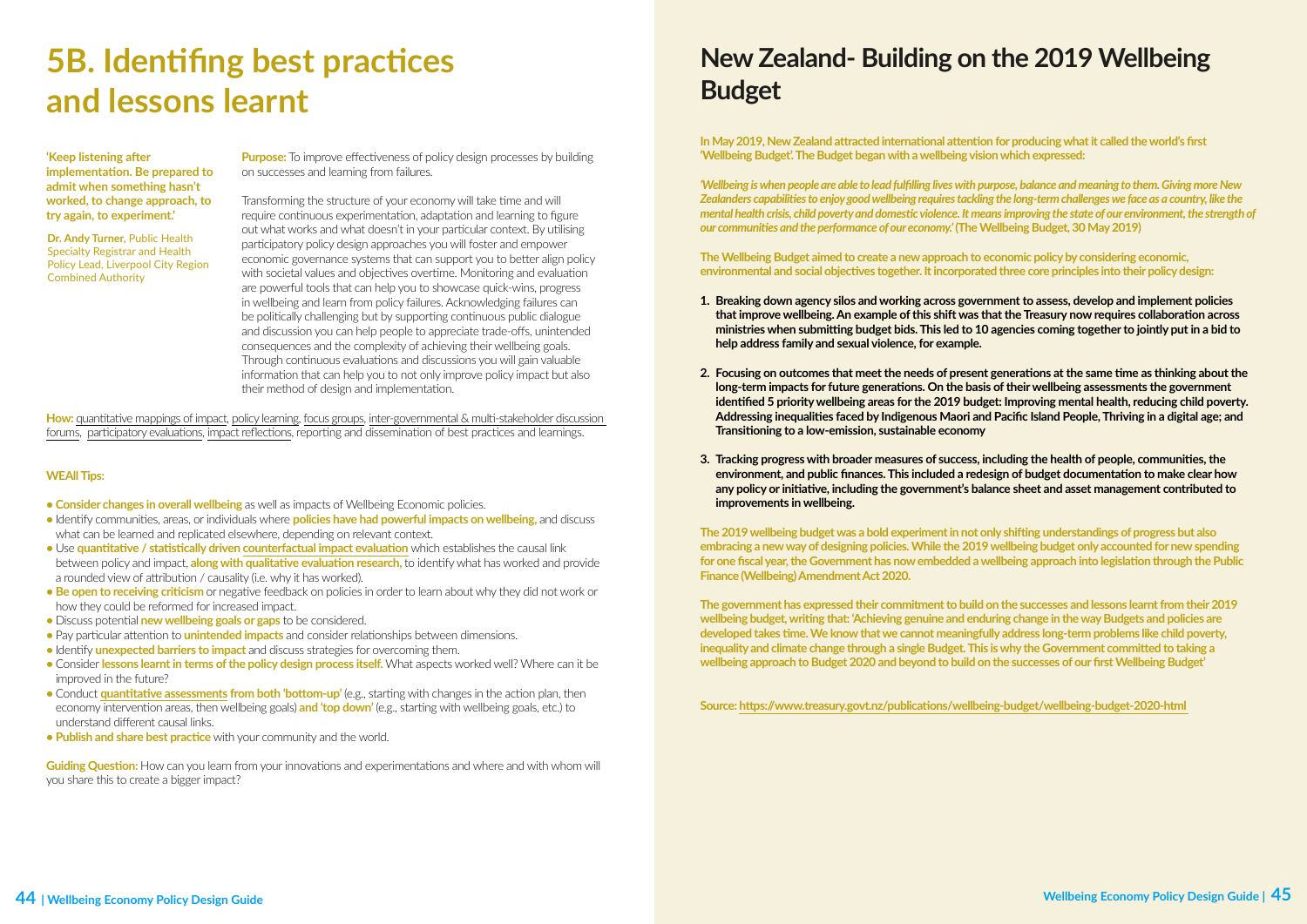# 5B. Identifing best practices and lessons learnt

**'Keep listening after implementation. Be prepared to admit when something hasn't worked, to change approach, to try again, to experiment.'**

**Dr. Andy Turner,** Public Health Specialty Registrar and Health Policy Lead, Liverpool City Region Combined Authority

**Purpose:** To improve effectiveness of policy design processes by building on successes and learning from failures.

Transforming the structure of your economy will take time and will require continuous experimentation, adaptation and learning to figure out what works and what doesn't in your particular context. By utilising participatory policy design approaches you will foster and empower economic governance systems that can support you to better align policy with societal values and objectives overtime. Monitoring and evaluation are powerful tools that can help you to showcase quick-wins, progress in wellbeing and learn from policy failures. Acknowledging failures can be politically challenging but by supporting continuous public dialogue and discussion you can help people to appreciate trade-offs, unintended consequences and the complexity of achieving their wellbeing goals. Through continuous evaluations and discussions you will gain valuable information that can help you to not only improve policy impact but also their method of design and implementation.

**How:** quantitative mappings of impact, policy learning, focus groups, inter-governmental & multi-stakeholder discussion forums, participatory evaluations, impact reflections, reporting and dissemination of best practices and learnings.

**WEAll Tips:**

- **Consider changes in overall wellbeing** as well as impacts of Wellbeing Economic policies.
- Identify communities, areas, or individuals where **policies have had powerful impacts on wellbeing,** and discuss what can be learned and replicated elsewhere, depending on relevant context.
- Use **quantitative / statistically driven counterfactual impact evaluation** which establishes the causal link between policy and impact, **along with qualitative evaluation research,** to identify what has worked and provide a rounded view of attribution / causality (i.e. why it has worked).
- **Be open to receiving criticism** or negative feedback on policies in order to learn about why they did not work or how they could be reformed for increased impact.
- Discuss potential **new wellbeing goals or gaps** to be considered.
- Pay particular attention to **unintended impacts** and consider relationships between dimensions.
- Identify **unexpected barriers to impact** and discuss strategies for overcoming them.
- Consider **lessons learnt in terms of the policy design process itself.** What aspects worked well? Where can it be improved in the future?
- Conduct **quantitative assessments from both 'bottom-up'** (e.g., starting with changes in the action plan, then economy intervention areas, then wellbeing goals) **and 'top down'** (e.g., starting with wellbeing goals, etc.) to understand different causal links.
- **Publish and share best practice** with your community and the world.

**Guiding Question:** How can you learn from your innovations and experimentations and where and with whom will you share this to create a bigger impact?

# New Zealand- Building on the 2019 Wellbeing Budget

**In May 2019, New Zealand attracted international attention for producing what it called the world's first 'Wellbeing Budget'. The Budget began with a wellbeing vision which expressed:**

***'Wellbeing is when people are able to lead fulfilling lives with purpose, balance and meaning to them. Giving more New Zealanders capabilities to enjoy good wellbeing requires tackling the long-term challenges we face as a country, like the mental health crisis, child poverty and domestic violence. It means improving the state of our environment, the strength of our communities and the performance of our economy.'* (The Wellbeing Budget, 30 May 2019)**

**The Wellbeing Budget aimed to create a new approach to economic policy by considering economic, environmental and social objectives together. It incorporated three core principles into their policy design:**

1. **Breaking down agency silos and working across government to assess, develop and implement policies that improve wellbeing. An example of this shift was that the Treasury now requires collaboration across ministries when submitting budget bids. This led to 10 agencies coming together to jointly put in a bid to help address family and sexual violence, for example.**
2. **Focusing on outcomes that meet the needs of present generations at the same time as thinking about the long-term impacts for future generations. On the basis of their wellbeing assessments the government identified 5 priority wellbeing areas for the 2019 budget: Improving mental health, reducing child poverty. Addressing inequalities faced by Indigenous Maori and Pacific Island People, Thriving in a digital age; and Transitioning to a low-emission, sustainable economy**
3. **Tracking progress with broader measures of success, including the health of people, communities, the environment, and public finances. This included a redesign of budget documentation to make clear how any policy or initiative, including the government's balance sheet and asset management contributed to improvements in wellbeing.**

**The 2019 wellbeing budget was a bold experiment in not only shifting understandings of progress but also embracing a new way of designing policies. While the 2019 wellbeing budget only accounted for new spending for one fiscal year, the Government has now embedded a wellbeing approach into legislation through the Public Finance (Wellbeing) Amendment Act 2020.**

**The government has expressed their commitment to build on the successes and lessons learnt from their 2019 wellbeing budget, writing that: 'Achieving genuine and enduring change in the way Budgets and policies are developed takes time. We know that we cannot meaningfully address long-term problems like child poverty, inequality and climate change through a single Budget. This is why the Government committed to taking a wellbeing approach to Budget 2020 and beyond to build on the successes of our first Wellbeing Budget'**

**Source: https://www.treasury.govt.nz/publications/wellbeing-budget/wellbeing-budget-2020-html**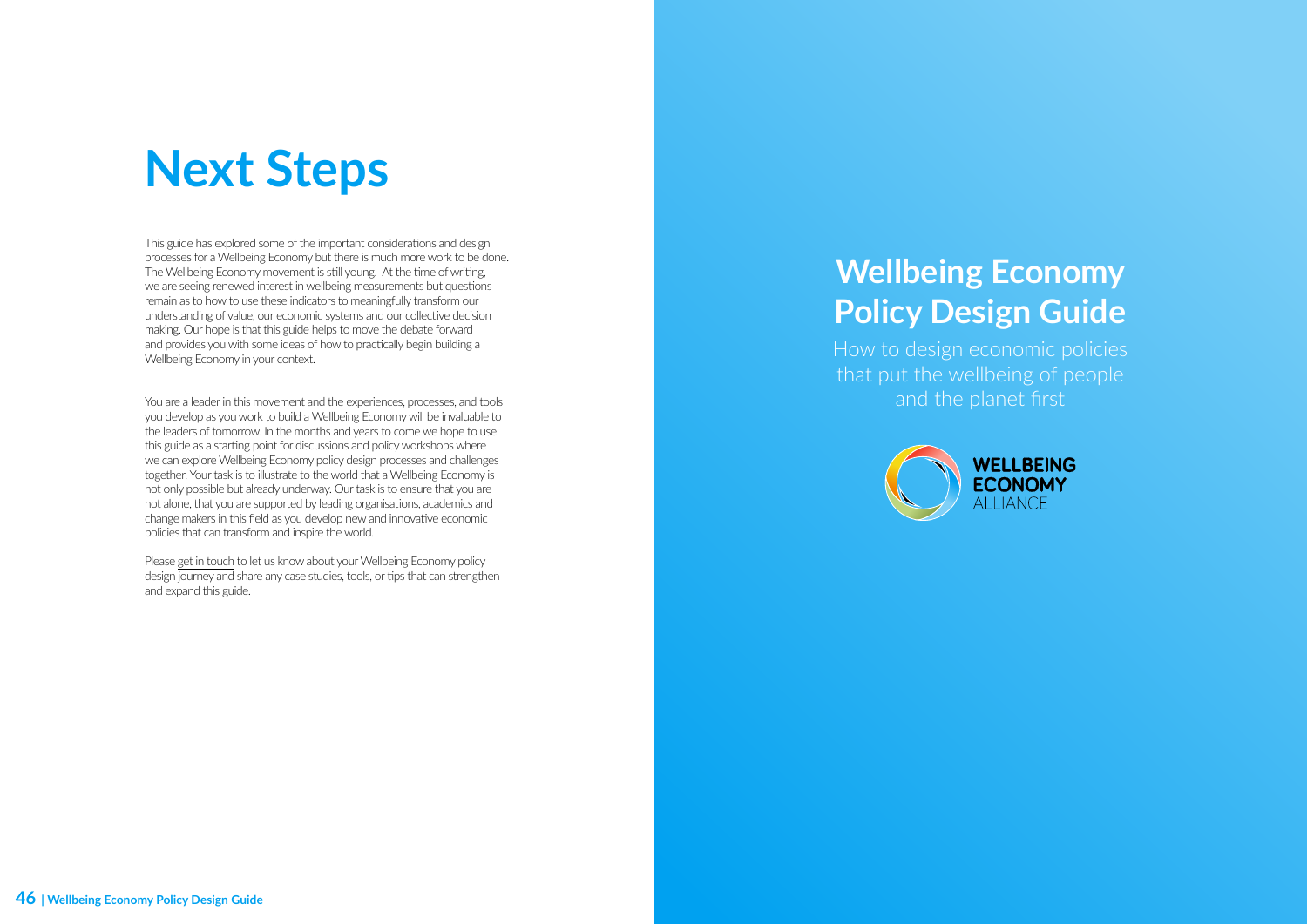# Next Steps

This guide has explored some of the important considerations and design processes for a Wellbeing Economy but there is much more work to be done. The Wellbeing Economy movement is still young. At the time of writing, we are seeing renewed interest in wellbeing measurements but questions remain as to how to use these indicators to meaningfully transform our understanding of value, our economic systems and our collective decision making. Our hope is that this guide helps to move the debate forward and provides you with some ideas of how to practically begin building a Wellbeing Economy in your context.

You are a leader in this movement and the experiences, processes, and tools you develop as you work to build a Wellbeing Economy will be invaluable to the leaders of tomorrow. In the months and years to come we hope to use this guide as a starting point for discussions and policy workshops where we can explore Wellbeing Economy policy design processes and challenges together. Your task is to illustrate to the world that a Wellbeing Economy is not only possible but already underway. Our task is to ensure that you are not alone, that you are supported by leading organisations, academics and change makers in this field as you develop new and innovative economic policies that can transform and inspire the world.

Please get in touch to let us know about your Wellbeing Economy policy design journey and share any case studies, tools, or tips that can strengthen and expand this guide.

# Wellbeing Economy Policy Design Guide

How to design economic policies that put the wellbeing of people and the planet first

WELLBEING ECONOMY ALLIANCE